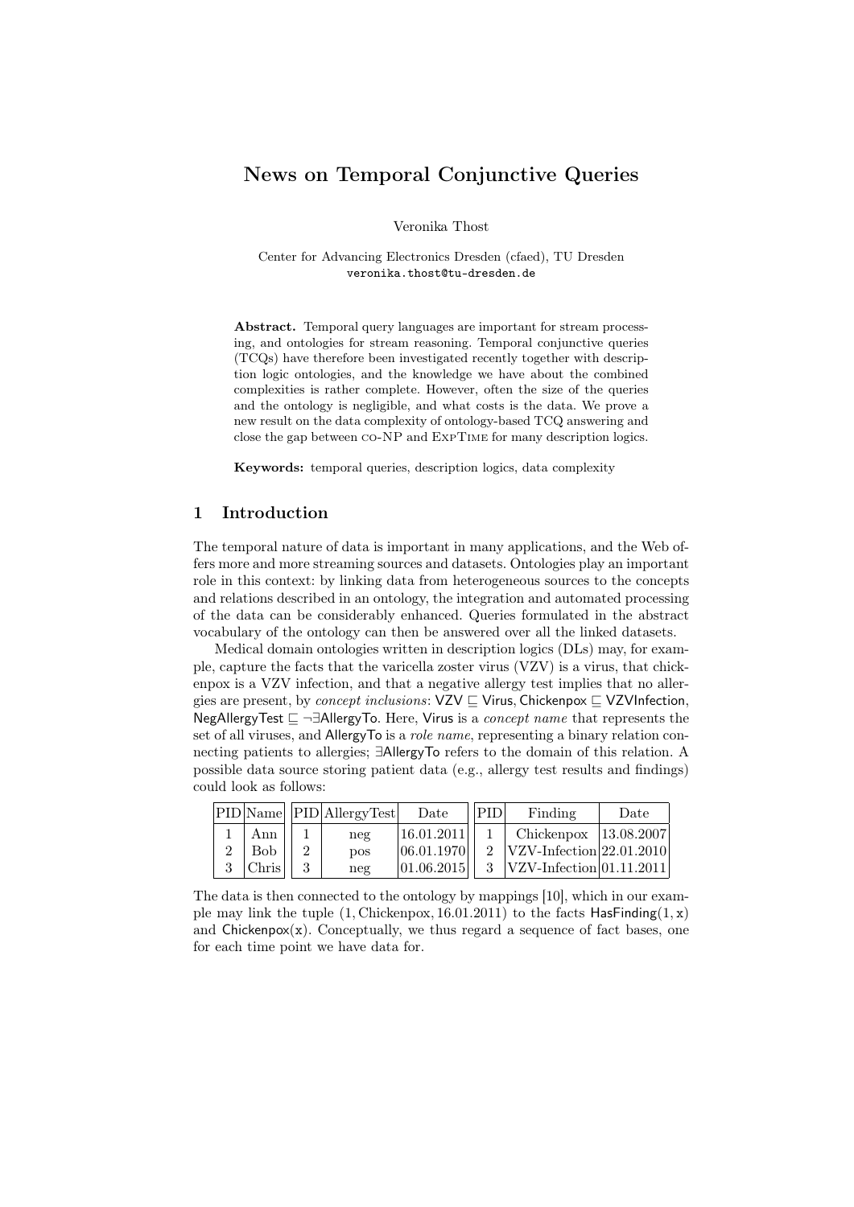# News on Temporal Conjunctive Queries

Veronika Thost

Center for Advancing Electronics Dresden (cfaed), TU Dresden
veronika.thost@tu-dresden.de

**Abstract.** Temporal query languages are important for stream processing, and ontologies for stream reasoning. Temporal conjunctive queries (TCQs) have therefore been investigated recently together with description logic ontologies, and the knowledge we have about the combined complexities is rather complete. However, often the size of the queries and the ontology is negligible, and what costs is the data. We prove a new result on the data complexity of ontology-based TCQ answering and close the gap between co-NP and ExpTime for many description logics.

**Keywords:** temporal queries, description logics, data complexity

## 1 Introduction

The temporal nature of data is important in many applications, and the Web offers more and more streaming sources and datasets. Ontologies play an important role in this context: by linking data from heterogeneous sources to the concepts and relations described in an ontology, the integration and automated processing of the data can be considerably enhanced. Queries formulated in the abstract vocabulary of the ontology can then be answered over all the linked datasets.

Medical domain ontologies written in description logics (DLs) may, for example, capture the facts that the varicella zoster virus (VZV) is a virus, that chickenpox is a VZV infection, and that a negative allergy test implies that no allergies are present, by *concept inclusions*: $\mathsf{VZV} \sqsubseteq \mathsf{Virus}, \mathsf{Chickenpox} \sqsubseteq \mathsf{VZVInfection}, \mathsf{NegAllergyTest} \sqsubseteq \neg\exists\mathsf{AllergyTo}$. Here, $\mathsf{Virus}$ is a *concept name* that represents the set of all viruses, and $\mathsf{AllergyTo}$ is a *role name*, representing a binary relation connecting patients to allergies; $\exists\mathsf{AllergyTo}$ refers to the domain of this relation. A possible data source storing patient data (e.g., allergy test results and findings) could look as follows:

| PID | Name |
|---|---|
| 1 | Ann |
| 2 | Bob |
| 3 | Chris |

| PID | AllergyTest | Date |
|---|---|---|
| 1 | neg | 16.01.2011 |
| 2 | pos | 06.01.1970 |
| 3 | neg | 01.06.2015 |

| PID | Finding | Date |
|---|---|---|
| 1 | Chickenpox | 13.08.2007 |
| 2 | VZV-Infection | 22.01.2010 |
| 3 | VZV-Infection | 01.11.2011 |

The data is then connected to the ontology by mappings [10], which in our example may link the tuple $(1, \mathrm{Chickenpox}, 16.01.2011)$ to the facts $\mathsf{HasFinding}(1, \mathsf{x})$ and $\mathsf{Chickenpox}(\mathsf{x})$. Conceptually, we thus regard a sequence of fact bases, one for each time point we have data for.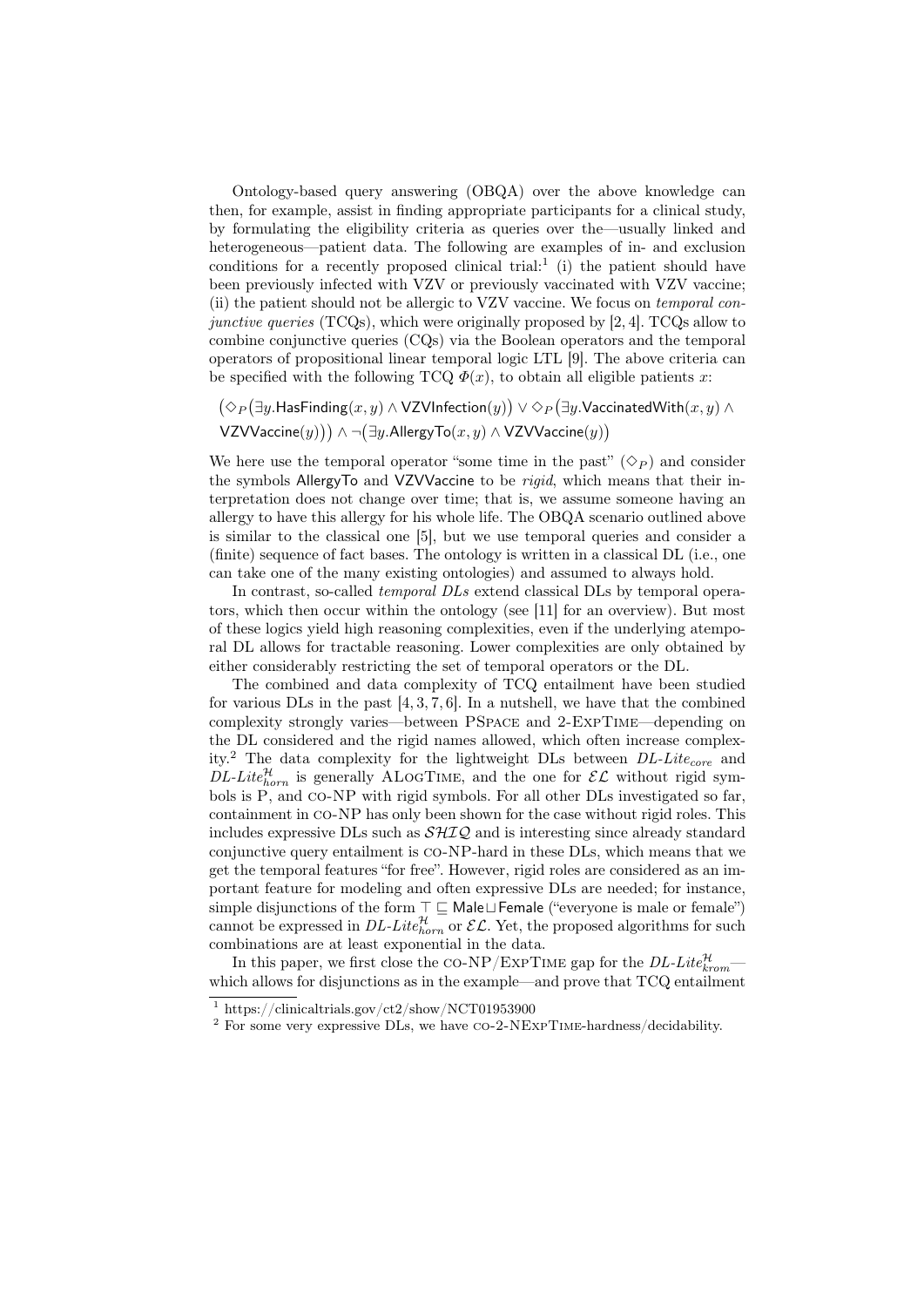Ontology-based query answering (OBQA) over the above knowledge can then, for example, assist in finding appropriate participants for a clinical study, by formulating the eligibility criteria as queries over the—usually linked and heterogeneous—patient data. The following are examples of in- and exclusion conditions for a recently proposed clinical trial:[1] (i) the patient should have been previously infected with VZV or previously vaccinated with VZV vaccine; (ii) the patient should not be allergic to VZV vaccine. We focus on *temporal conjunctive queries* (TCQs), which were originally proposed by [2, 4]. TCQs allow to combine conjunctive queries (CQs) via the Boolean operators and the temporal operators of propositional linear temporal logic LTL [9]. The above criteria can be specified with the following TCQ $\Phi(x)$, to obtain all eligible patients $x$:

$$\big(\Diamond_P\big(\exists y.\mathsf{HasFinding}(x,y) \wedge \mathsf{VZVInfection}(y)\big) \vee \Diamond_P\big(\exists y.\mathsf{VaccinatedWith}(x,y) \wedge \mathsf{VZVVaccine}(y)\big)\big) \wedge \neg\big(\exists y.\mathsf{AllergyTo}(x,y) \wedge \mathsf{VZVVaccine}(y)\big)$$

We here use the temporal operator "some time in the past" ($\Diamond_P$) and consider the symbols AllergyTo and VZVVaccine to be *rigid*, which means that their interpretation does not change over time; that is, we assume someone having an allergy to have this allergy for his whole life. The OBQA scenario outlined above is similar to the classical one [5], but we use temporal queries and consider a (finite) sequence of fact bases. The ontology is written in a classical DL (i.e., one can take one of the many existing ontologies) and assumed to always hold.

In contrast, so-called *temporal DLs* extend classical DLs by temporal operators, which then occur within the ontology (see [11] for an overview). But most of these logics yield high reasoning complexities, even if the underlying atemporal DL allows for tractable reasoning. Lower complexities are only obtained by either considerably restricting the set of temporal operators or the DL.

The combined and data complexity of TCQ entailment have been studied for various DLs in the past [4, 3, 7, 6]. In a nutshell, we have that the combined complexity strongly varies—between PSpace and 2-ExpTime—depending on the DL considered and the rigid names allowed, which often increase complexity.[2] The data complexity for the lightweight DLs between $\textit{DL-Lite}_{core}$ and $\textit{DL-Lite}_{horn}^{\mathcal{H}}$ is generally ALogTime, and the one for $\mathcal{EL}$ without rigid symbols is P, and co-NP with rigid symbols. For all other DLs investigated so far, containment in co-NP has only been shown for the case without rigid roles. This includes expressive DLs such as $\mathcal{SHIQ}$ and is interesting since already standard conjunctive query entailment is co-NP-hard in these DLs, which means that we get the temporal features "for free". However, rigid roles are considered as an important feature for modeling and often expressive DLs are needed; for instance, simple disjunctions of the form $\top \sqsubseteq \mathsf{Male} \sqcup \mathsf{Female}$ ("everyone is male or female") cannot be expressed in $\textit{DL-Lite}_{horn}^{\mathcal{H}}$ or $\mathcal{EL}$. Yet, the proposed algorithms for such combinations are at least exponential in the data.

In this paper, we first close the co-NP/ExpTime gap for the $\textit{DL-Lite}_{krom}^{\mathcal{H}}$—which allows for disjunctions as in the example—and prove that TCQ entailment

[1] https://clinicaltrials.gov/ct2/show/NCT01953900

[2] For some very expressive DLs, we have co-2-NExpTime-hardness/decidability.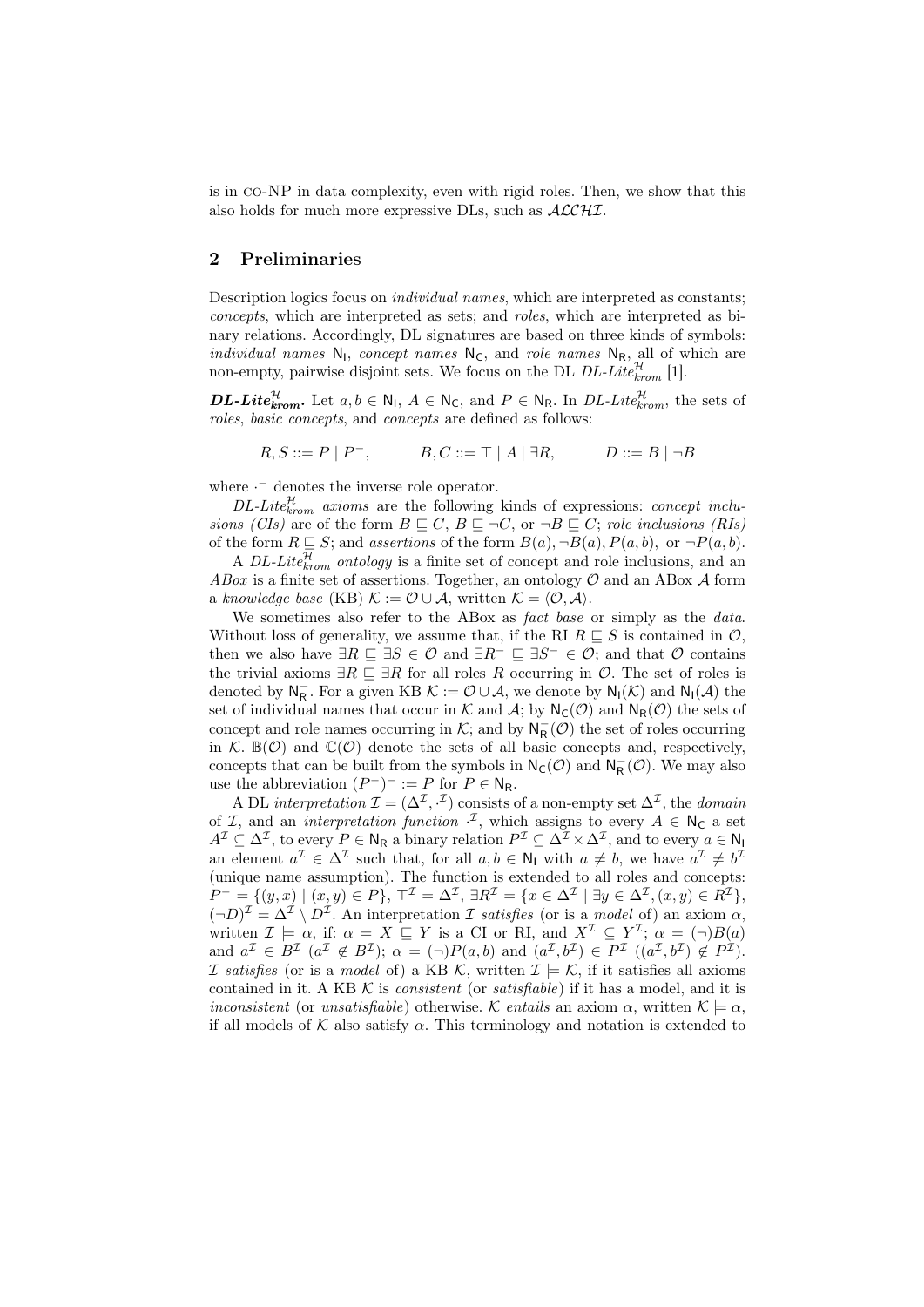is in CO-NP in data complexity, even with rigid roles. Then, we show that this also holds for much more expressive DLs, such as $\mathcal{ALCHI}$.

## 2 Preliminaries

Description logics focus on *individual names*, which are interpreted as constants; *concepts*, which are interpreted as sets; and *roles*, which are interpreted as binary relations. Accordingly, DL signatures are based on three kinds of symbols: *individual names* $\mathsf{N_I}$, *concept names* $\mathsf{N_C}$, and *role names* $\mathsf{N_R}$, all of which are non-empty, pairwise disjoint sets. We focus on the DL *DL-Lite*$^{\mathcal{H}}_{krom}$ [1].

***DL-Lite*$^{\mathcal{H}}_{krom}$.** Let $a, b \in \mathsf{N_I}$, $A \in \mathsf{N_C}$, and $P \in \mathsf{N_R}$. In *DL-Lite*$^{\mathcal{H}}_{krom}$, the sets of *roles*, *basic concepts*, and *concepts* are defined as follows:

$$R, S ::= P \mid P^-, \qquad B, C ::= \top \mid A \mid \exists R, \qquad D ::= B \mid \neg B$$

where $\cdot^-$ denotes the inverse role operator.

*DL-Lite*$^{\mathcal{H}}_{krom}$ *axioms* are the following kinds of expressions: *concept inclusions (CIs)* are of the form $B \sqsubseteq C$, $B \sqsubseteq \neg C$, or $\neg B \sqsubseteq C$; *role inclusions (RIs)* of the form $R \sqsubseteq S$; and *assertions* of the form $B(a), \neg B(a), P(a, b)$, or $\neg P(a, b)$.

A *DL-Lite*$^{\mathcal{H}}_{krom}$ *ontology* is a finite set of concept and role inclusions, and an *ABox* is a finite set of assertions. Together, an ontology $\mathcal{O}$ and an ABox $\mathcal{A}$ form a *knowledge base* (KB) $\mathcal{K} := \mathcal{O} \cup \mathcal{A}$, written $\mathcal{K} = \langle \mathcal{O}, \mathcal{A} \rangle$.

We sometimes also refer to the ABox as *fact base* or simply as the *data*. Without loss of generality, we assume that, if the RI $R \sqsubseteq S$ is contained in $\mathcal{O}$, then we also have $\exists R \sqsubseteq \exists S \in \mathcal{O}$ and $\exists R^- \sqsubseteq \exists S^- \in \mathcal{O}$; and that $\mathcal{O}$ contains the trivial axioms $\exists R \sqsubseteq \exists R$ for all roles $R$ occurring in $\mathcal{O}$. The set of roles is denoted by $\mathsf{N}^-_\mathsf{R}$. For a given KB $\mathcal{K} := \mathcal{O} \cup \mathcal{A}$, we denote by $\mathsf{N_I}(\mathcal{K})$ and $\mathsf{N_I}(\mathcal{A})$ the set of individual names that occur in $\mathcal{K}$ and $\mathcal{A}$; by $\mathsf{N_C}(\mathcal{O})$ and $\mathsf{N_R}(\mathcal{O})$ the sets of concept and role names occurring in $\mathcal{K}$; and by $\mathsf{N}^-_\mathsf{R}(\mathcal{O})$ the set of roles occurring in $\mathcal{K}$. $\mathbb{B}(\mathcal{O})$ and $\mathbb{C}(\mathcal{O})$ denote the sets of all basic concepts and, respectively, concepts that can be built from the symbols in $\mathsf{N_C}(\mathcal{O})$ and $\mathsf{N}^-_\mathsf{R}(\mathcal{O})$. We may also use the abbreviation $(P^-)^- := P$ for $P \in \mathsf{N_R}$.

A DL *interpretation* $\mathcal{I} = (\Delta^\mathcal{I}, \cdot^\mathcal{I})$ consists of a non-empty set $\Delta^\mathcal{I}$, the *domain* of $\mathcal{I}$, and an *interpretation function* $\cdot^\mathcal{I}$, which assigns to every $A \in \mathsf{N_C}$ a set $A^\mathcal{I} \subseteq \Delta^\mathcal{I}$, to every $P \in \mathsf{N_R}$ a binary relation $P^\mathcal{I} \subseteq \Delta^\mathcal{I} \times \Delta^\mathcal{I}$, and to every $a \in \mathsf{N_I}$ an element $a^\mathcal{I} \in \Delta^\mathcal{I}$ such that, for all $a, b \in \mathsf{N_I}$ with $a \neq b$, we have $a^\mathcal{I} \neq b^\mathcal{I}$ (unique name assumption). The function is extended to all roles and concepts: $P^- = \{(y, x) \mid (x, y) \in P\}$, $\top^\mathcal{I} = \Delta^\mathcal{I}$, $\exists R^\mathcal{I} = \{x \in \Delta^\mathcal{I} \mid \exists y \in \Delta^\mathcal{I}, (x, y) \in R^\mathcal{I}\}$, $(\neg D)^\mathcal{I} = \Delta^\mathcal{I} \setminus D^\mathcal{I}$. An interpretation $\mathcal{I}$ *satisfies* (or is a *model* of) an axiom $\alpha$, written $\mathcal{I} \models \alpha$, if: $\alpha = X \sqsubseteq Y$ is a CI or RI, and $X^\mathcal{I} \subseteq Y^\mathcal{I}$; $\alpha = (\neg)B(a)$ and $a^\mathcal{I} \in B^\mathcal{I}$ ($a^\mathcal{I} \notin B^\mathcal{I}$); $\alpha = (\neg)P(a, b)$ and $(a^\mathcal{I}, b^\mathcal{I}) \in P^\mathcal{I}$ ($(a^\mathcal{I}, b^\mathcal{I}) \notin P^\mathcal{I}$). $\mathcal{I}$ *satisfies* (or is a *model* of) a KB $\mathcal{K}$, written $\mathcal{I} \models \mathcal{K}$, if it satisfies all axioms contained in it. A KB $\mathcal{K}$ is *consistent* (or *satisfiable*) if it has a model, and it is *inconsistent* (or *unsatisfiable*) otherwise. $\mathcal{K}$ *entails* an axiom $\alpha$, written $\mathcal{K} \models \alpha$, if all models of $\mathcal{K}$ also satisfy $\alpha$. This terminology and notation is extended to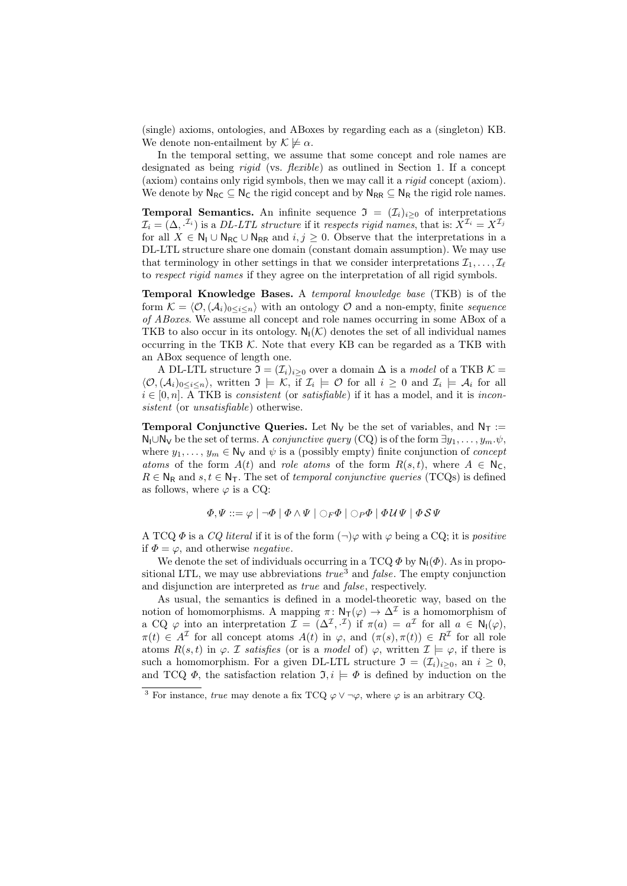(single) axioms, ontologies, and ABoxes by regarding each as a (singleton) KB. We denote non-entailment by $\mathcal{K} \not\models \alpha$.

In the temporal setting, we assume that some concept and role names are designated as being *rigid* (vs. *flexible*) as outlined in Section 1. If a concept (axiom) contains only rigid symbols, then we may call it a *rigid* concept (axiom). We denote by $\mathsf{N_{RC}} \subseteq \mathsf{N_C}$ the rigid concept and by $\mathsf{N_{RR}} \subseteq \mathsf{N_R}$ the rigid role names.

**Temporal Semantics.** An infinite sequence $\mathfrak{I} = (\mathcal{I}_i)_{i\geq 0}$ of interpretations $\mathcal{I}_i = (\Delta, \cdot^{\mathcal{I}_i})$ is a *DL-LTL structure* if it *respects rigid names*, that is: $X^{\mathcal{I}_i} = X^{\mathcal{I}_j}$ for all $X \in \mathsf{N_I} \cup \mathsf{N_{RC}} \cup \mathsf{N_{RR}}$ and $i, j \geq 0$. Observe that the interpretations in a DL-LTL structure share one domain (constant domain assumption). We may use that terminology in other settings in that we consider interpretations $\mathcal{I}_1, \ldots, \mathcal{I}_\ell$ to *respect rigid names* if they agree on the interpretation of all rigid symbols.

**Temporal Knowledge Bases.** A *temporal knowledge base* (TKB) is of the form $\mathcal{K} = \langle \mathcal{O}, (\mathcal{A}_i)_{0\leq i\leq n}\rangle$ with an ontology $\mathcal{O}$ and a non-empty, finite *sequence of ABoxes*. We assume all concept and role names occurring in some ABox of a TKB to also occur in its ontology. $\mathsf{N_I}(\mathcal{K})$ denotes the set of all individual names occurring in the TKB $\mathcal{K}$. Note that every KB can be regarded as a TKB with an ABox sequence of length one.

A DL-LTL structure $\mathfrak{I} = (\mathcal{I}_i)_{i\geq 0}$ over a domain $\Delta$ is a *model* of a TKB $\mathcal{K} = \langle \mathcal{O}, (\mathcal{A}_i)_{0\leq i\leq n}\rangle$, written $\mathfrak{I} \models \mathcal{K}$, if $\mathcal{I}_i \models \mathcal{O}$ for all $i \geq 0$ and $\mathcal{I}_i \models \mathcal{A}_i$ for all $i \in [0, n]$. A TKB is *consistent* (or *satisfiable*) if it has a model, and it is *inconsistent* (or *unsatisfiable*) otherwise.

**Temporal Conjunctive Queries.** Let $\mathsf{N_V}$ be the set of variables, and $\mathsf{N_T} := \mathsf{N_I} \cup \mathsf{N_V}$ be the set of terms. A *conjunctive query* (CQ) is of the form $\exists y_1, \ldots, y_m.\psi$, where $y_1, \ldots, y_m \in \mathsf{N_V}$ and $\psi$ is a (possibly empty) finite conjunction of *concept atoms* of the form $A(t)$ and *role atoms* of the form $R(s, t)$, where $A \in \mathsf{N_C}$, $R \in \mathsf{N_R}$ and $s, t \in \mathsf{N_T}$. The set of *temporal conjunctive queries* (TCQs) is defined as follows, where $\varphi$ is a CQ:

$$\Phi, \Psi ::= \varphi \mid \neg\Phi \mid \Phi \wedge \Psi \mid \ocircle_F \Phi \mid \ocircle_P \Phi \mid \Phi\,\mathcal{U}\,\Psi \mid \Phi\,\mathcal{S}\,\Psi$$

A TCQ $\Phi$ is a *CQ literal* if it is of the form $(\neg)\varphi$ with $\varphi$ being a CQ; it is *positive* if $\Phi = \varphi$, and otherwise *negative*.

We denote the set of individuals occurring in a TCQ $\Phi$ by $\mathsf{N_I}(\Phi)$. As in propositional LTL, we may use abbreviations *true*[3] and *false*. The empty conjunction and disjunction are interpreted as *true* and *false*, respectively.

As usual, the semantics is defined in a model-theoretic way, based on the notion of homomorphisms. A mapping $\pi \colon \mathsf{N_T}(\varphi) \to \Delta^{\mathcal{I}}$ is a homomorphism of a CQ $\varphi$ into an interpretation $\mathcal{I} = (\Delta^{\mathcal{I}}, \cdot^{\mathcal{I}})$ if $\pi(a) = a^{\mathcal{I}}$ for all $a \in \mathsf{N_I}(\varphi)$, $\pi(t) \in A^{\mathcal{I}}$ for all concept atoms $A(t)$ in $\varphi$, and $(\pi(s), \pi(t)) \in R^{\mathcal{I}}$ for all role atoms $R(s, t)$ in $\varphi$. $\mathcal{I}$ *satisfies* (or is a *model* of) $\varphi$, written $\mathcal{I} \models \varphi$, if there is such a homomorphism. For a given DL-LTL structure $\mathfrak{I} = (\mathcal{I}_i)_{i\geq 0}$, an $i \geq 0$, and TCQ $\Phi$, the satisfaction relation $\mathfrak{I}, i \models \Phi$ is defined by induction on the

[3] For instance, *true* may denote a fix TCQ $\varphi \vee \neg\varphi$, where $\varphi$ is an arbitrary CQ.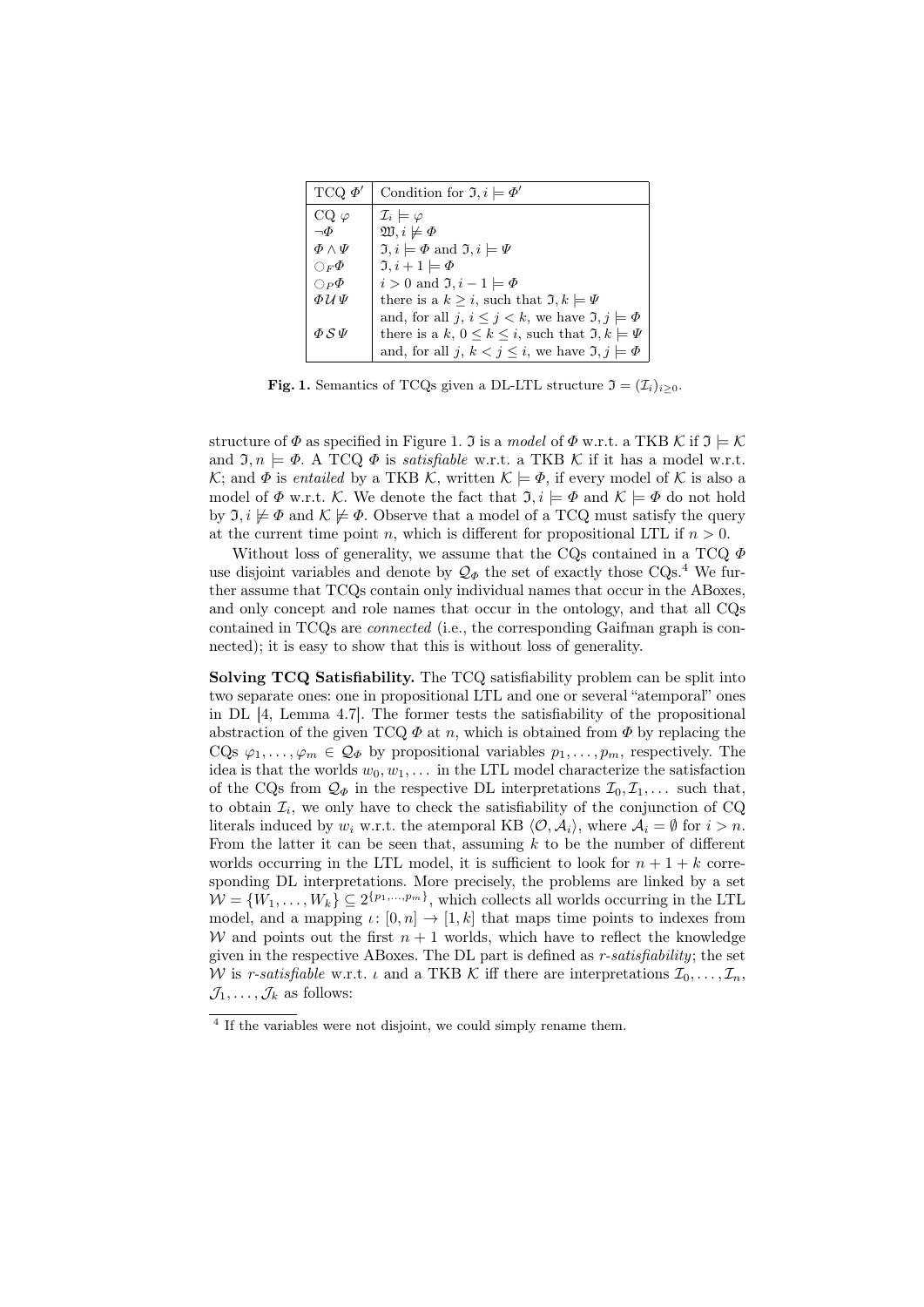| TCQ $\Phi'$ | Condition for $\mathfrak{I}, i \models \Phi'$ |
|---|---|
| CQ $\varphi$ | $\mathcal{I}_i \models \varphi$ |
| $\neg\Phi$ | $\mathfrak{W}, i \not\models \Phi$ |
| $\Phi \wedge \Psi$ | $\mathfrak{I}, i \models \Phi$ and $\mathfrak{I}, i \models \Psi$ |
| $\bigcirc_F \Phi$ | $\mathfrak{I}, i+1 \models \Phi$ |
| $\bigcirc_P \Phi$ | $i > 0$ and $\mathfrak{I}, i-1 \models \Phi$ |
| $\Phi \,\mathcal{U}\, \Psi$ | there is a $k \geq i$, such that $\mathfrak{I}, k \models \Psi$ and, for all $j$, $i \leq j < k$, we have $\mathfrak{I}, j \models \Phi$ |
| $\Phi \,\mathcal{S}\, \Psi$ | there is a $k$, $0 \leq k \leq i$, such that $\mathfrak{I}, k \models \Psi$ and, for all $j$, $k < j \leq i$, we have $\mathfrak{I}, j \models \Phi$ |

**Fig. 1.** Semantics of TCQs given a DL-LTL structure $\mathfrak{I} = (\mathcal{I}_i)_{i \geq 0}$.

structure of $\Phi$ as specified in Figure 1. $\mathfrak{I}$ is a *model* of $\Phi$ w.r.t. a TKB $\mathcal{K}$ if $\mathfrak{I} \models \mathcal{K}$ and $\mathfrak{I}, n \models \Phi$. A TCQ $\Phi$ is *satisfiable* w.r.t. a TKB $\mathcal{K}$ if it has a model w.r.t. $\mathcal{K}$; and $\Phi$ is *entailed* by a TKB $\mathcal{K}$, written $\mathcal{K} \models \Phi$, if every model of $\mathcal{K}$ is also a model of $\Phi$ w.r.t. $\mathcal{K}$. We denote the fact that $\mathfrak{I}, i \models \Phi$ and $\mathcal{K} \models \Phi$ do not hold by $\mathfrak{I}, i \not\models \Phi$ and $\mathcal{K} \not\models \Phi$. Observe that a model of a TCQ must satisfy the query at the current time point $n$, which is different for propositional LTL if $n > 0$.

Without loss of generality, we assume that the CQs contained in a TCQ $\Phi$ use disjoint variables and denote by $\mathcal{Q}_\Phi$ the set of exactly those CQs.[4] We further assume that TCQs contain only individual names that occur in the ABoxes, and only concept and role names that occur in the ontology, and that all CQs contained in TCQs are *connected* (i.e., the corresponding Gaifman graph is connected); it is easy to show that this is without loss of generality.

**Solving TCQ Satisfiability.** The TCQ satisfiability problem can be split into two separate ones: one in propositional LTL and one or several "atemporal" ones in DL [4, Lemma 4.7]. The former tests the satisfiability of the propositional abstraction of the given TCQ $\Phi$ at $n$, which is obtained from $\Phi$ by replacing the CQs $\varphi_1, \ldots, \varphi_m \in \mathcal{Q}_\Phi$ by propositional variables $p_1, \ldots, p_m$, respectively. The idea is that the worlds $w_0, w_1, \ldots$ in the LTL model characterize the satisfaction of the CQs from $\mathcal{Q}_\Phi$ in the respective DL interpretations $\mathcal{I}_0, \mathcal{I}_1, \ldots$ such that, to obtain $\mathcal{I}_i$, we only have to check the satisfiability of the conjunction of CQ literals induced by $w_i$ w.r.t. the atemporal KB $\langle \mathcal{O}, \mathcal{A}_i \rangle$, where $\mathcal{A}_i = \emptyset$ for $i > n$. From the latter it can be seen that, assuming $k$ to be the number of different worlds occurring in the LTL model, it is sufficient to look for $n + 1 + k$ corresponding DL interpretations. More precisely, the problems are linked by a set $\mathcal{W} = \{W_1, \ldots, W_k\} \subseteq 2^{\{p_1, \ldots, p_m\}}$, which collects all worlds occurring in the LTL model, and a mapping $\iota \colon [0, n] \to [1, k]$ that maps time points to indexes from $\mathcal{W}$ and points out the first $n + 1$ worlds, which have to reflect the knowledge given in the respective ABoxes. The DL part is defined as *r-satisfiability*; the set $\mathcal{W}$ is *r-satisfiable* w.r.t. $\iota$ and a TKB $\mathcal{K}$ iff there are interpretations $\mathcal{I}_0, \ldots, \mathcal{I}_n$, $\mathcal{J}_1, \ldots, \mathcal{J}_k$ as follows:

---

[4] If the variables were not disjoint, we could simply rename them.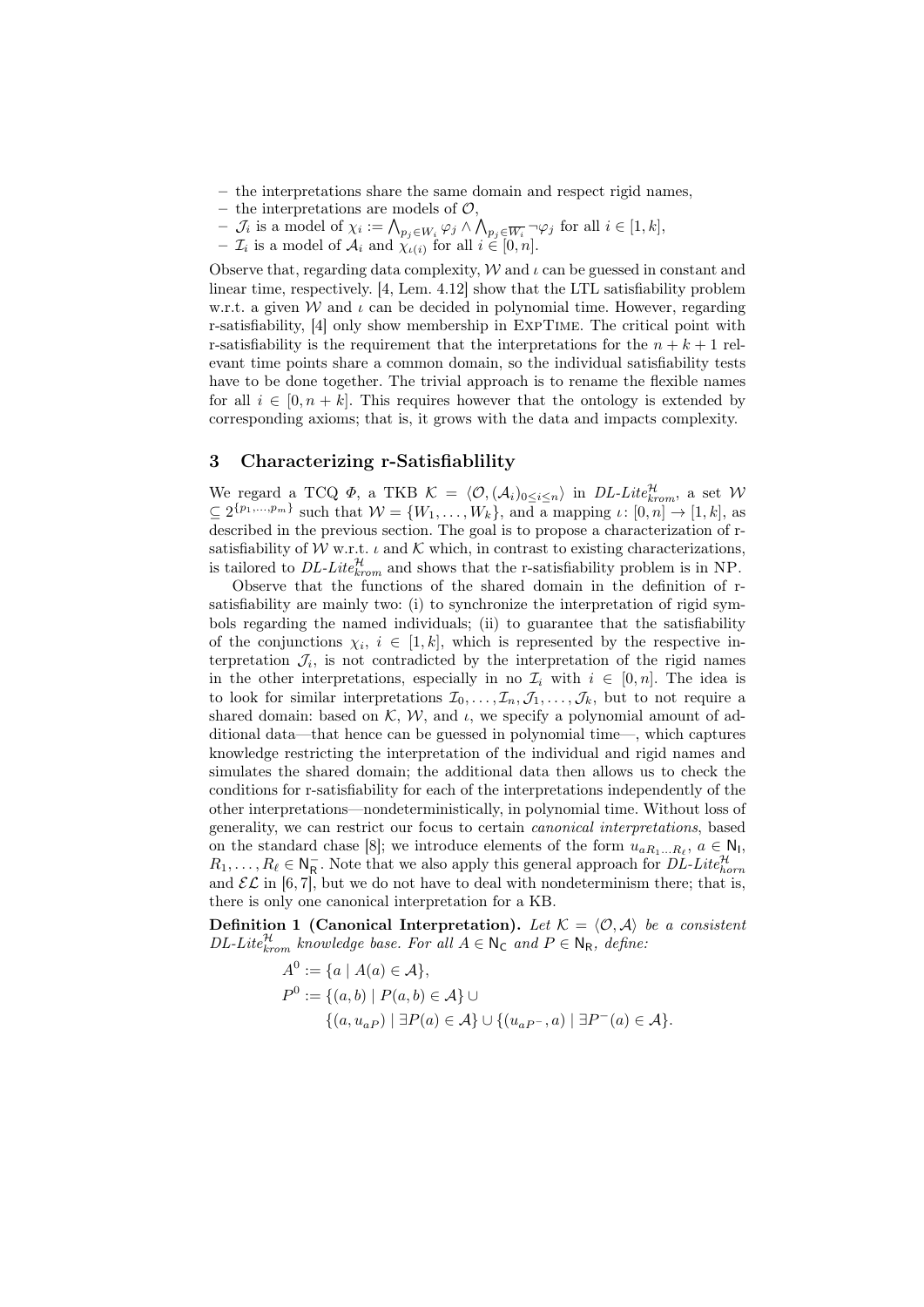- the interpretations share the same domain and respect rigid names,
- the interpretations are models of $\mathcal{O}$,
- $\mathcal{J}_i$ is a model of $\chi_i := \bigwedge_{p_j \in W_i} \varphi_j \wedge \bigwedge_{p_j \in \overline{W_i}} \neg\varphi_j$ for all $i \in [1, k]$,
- $\mathcal{I}_i$ is a model of $\mathcal{A}_i$ and $\chi_{\iota(i)}$ for all $i \in [0, n]$.

Observe that, regarding data complexity, $\mathcal{W}$ and $\iota$ can be guessed in constant and linear time, respectively. [4, Lem. 4.12] show that the LTL satisfiability problem w.r.t. a given $\mathcal{W}$ and $\iota$ can be decided in polynomial time. However, regarding r-satisfiability, [4] only show membership in ExpTime. The critical point with r-satisfiability is the requirement that the interpretations for the $n + k + 1$ relevant time points share a common domain, so the individual satisfiability tests have to be done together. The trivial approach is to rename the flexible names for all $i \in [0, n + k]$. This requires however that the ontology is extended by corresponding axioms; that is, it grows with the data and impacts complexity.

## 3 Characterizing r-Satisfiablility

We regard a TCQ $\Phi$, a TKB $\mathcal{K} = \langle \mathcal{O}, (\mathcal{A}_i)_{0 \leq i \leq n} \rangle$ in $DL\text{-}Lite^{\mathcal{H}}_{krom}$, a set $\mathcal{W} \subseteq 2^{\{p_1,\ldots,p_m\}}$ such that $\mathcal{W} = \{W_1, \ldots, W_k\}$, and a mapping $\iota \colon [0, n] \to [1, k]$, as described in the previous section. The goal is to propose a characterization of r-satisfiability of $\mathcal{W}$ w.r.t. $\iota$ and $\mathcal{K}$ which, in contrast to existing characterizations, is tailored to $DL\text{-}Lite^{\mathcal{H}}_{krom}$ and shows that the r-satisfiability problem is in NP.

Observe that the functions of the shared domain in the definition of r-satisfiability are mainly two: (i) to synchronize the interpretation of rigid symbols regarding the named individuals; (ii) to guarantee that the satisfiability of the conjunctions $\chi_i$, $i \in [1, k]$, which is represented by the respective interpretation $\mathcal{J}_i$, is not contradicted by the interpretation of the rigid names in the other interpretations, especially in no $\mathcal{I}_i$ with $i \in [0, n]$. The idea is to look for similar interpretations $\mathcal{I}_0, \ldots, \mathcal{I}_n, \mathcal{J}_1, \ldots, \mathcal{J}_k$, but to not require a shared domain: based on $\mathcal{K}$, $\mathcal{W}$, and $\iota$, we specify a polynomial amount of additional data—that hence can be guessed in polynomial time—, which captures knowledge restricting the interpretation of the individual and rigid names and simulates the shared domain; the additional data then allows us to check the conditions for r-satisfiability for each of the interpretations independently of the other interpretations—nondeterministically, in polynomial time. Without loss of generality, we can restrict our focus to certain *canonical interpretations*, based on the standard chase [8]; we introduce elements of the form $u_{aR_1\ldots R_\ell}$, $a \in \mathsf{N_I}$, $R_1, \ldots, R_\ell \in \mathsf{N_R^-}$. Note that we also apply this general approach for $DL\text{-}Lite^{\mathcal{H}}_{horn}$ and $\mathcal{EL}$ in [6, 7], but we do not have to deal with nondeterminism there; that is, there is only one canonical interpretation for a KB.

**Definition 1 (Canonical Interpretation).** *Let $\mathcal{K} = \langle \mathcal{O}, \mathcal{A} \rangle$ be a consistent $DL\text{-}Lite^{\mathcal{H}}_{krom}$ knowledge base. For all $A \in \mathsf{N_C}$ and $P \in \mathsf{N_R}$, define:*

$$A^0 := \{a \mid A(a) \in \mathcal{A}\},$$

$$P^0 := \{(a, b) \mid P(a, b) \in \mathcal{A}\} \cup$$

$$\{(a, u_{aP}) \mid \exists P(a) \in \mathcal{A}\} \cup \{(u_{aP^-}, a) \mid \exists P^-(a) \in \mathcal{A}\}.$$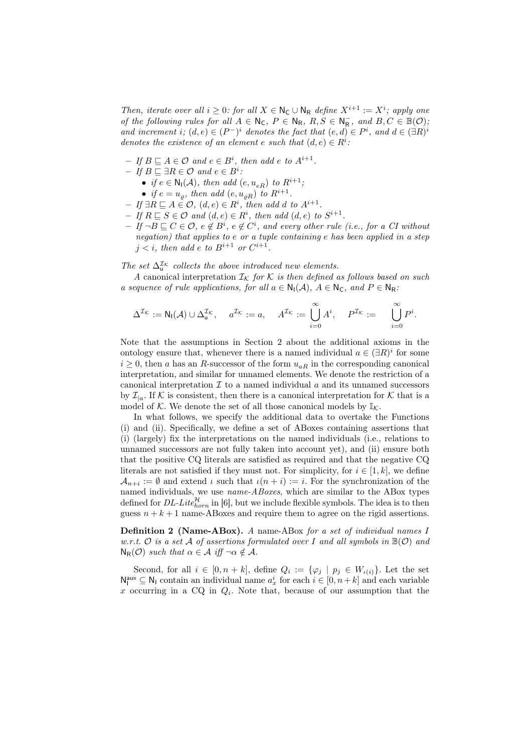*Then, iterate over all $i \geq 0$: for all $X \in \mathsf{N_C} \cup \mathsf{N_R}$ define $X^{i+1} := X^i$; apply one of the following rules for all $A \in \mathsf{N_C}$, $P \in \mathsf{N_R}$, $R, S \in \mathsf{N_R^-}$, and $B, C \in \mathbb{B}(\mathcal{O})$; and increment $i$; $(d,e) \in (P^-)^i$ denotes the fact that $(e,d) \in P^i$, and $d \in (\exists R)^i$ denotes the existence of an element $e$ such that $(d,e) \in R^i$:*

- *If $B \sqsubseteq A \in \mathcal{O}$ and $e \in B^i$, then add $e$ to $A^{i+1}$.*
- *If $B \sqsubseteq \exists R \in \mathcal{O}$ and $e \in B^i$:*
  - *if $e \in \mathsf{N_I}(\mathcal{A})$, then add $(e, u_{eR})$ to $R^{i+1}$;*
  - *if $e = u_\varrho$, then add $(e, u_{\varrho R})$ to $R^{i+1}$.*
- *If $\exists R \sqsubseteq A \in \mathcal{O}$, $(d,e) \in R^i$, then add $d$ to $A^{i+1}$.*
- *If $R \sqsubseteq S \in \mathcal{O}$ and $(d,e) \in R^i$, then add $(d,e)$ to $S^{i+1}$.*
- *If $\neg B \sqsubseteq C \in \mathcal{O}$, $e \notin B^i$, $e \notin C^i$, and every other rule (i.e., for a CI without negation) that applies to $e$ or a tuple containing $e$ has been applied in a step $j < i$, then add $e$ to $B^{i+1}$ or $C^{i+1}$.*

*The set $\Delta_{\mathsf{u}}^{\mathcal{I}_\mathcal{K}}$ collects the above introduced new elements.*

*A* canonical interpretation $\mathcal{I}_\mathcal{K}$ *for $\mathcal{K}$ is then defined as follows based on such a sequence of rule applications, for all $a \in \mathsf{N_I}(\mathcal{A})$, $A \in \mathsf{N_C}$, and $P \in \mathsf{N_R}$:*

$$\Delta^{\mathcal{I}_\mathcal{K}} := \mathsf{N_I}(\mathcal{A}) \cup \Delta_{\mathsf{u}}^{\mathcal{I}_\mathcal{K}}, \quad a^{\mathcal{I}_\mathcal{K}} := a, \quad A^{\mathcal{I}_\mathcal{K}} := \bigcup_{i=0}^{\infty} A^i, \quad P^{\mathcal{I}_\mathcal{K}} := \bigcup_{i=0}^{\infty} P^i.$$

Note that the assumptions in Section 2 about the additional axioms in the ontology ensure that, whenever there is a named individual $a \in (\exists R)^i$ for some $i \geq 0$, then $a$ has an $R$-successor of the form $u_{aR}$ in the corresponding canonical interpretation, and similar for unnamed elements. We denote the restriction of a canonical interpretation $\mathcal{I}$ to a named individual $a$ and its unnamed successors by $\mathcal{I}_{|a}$. If $\mathcal{K}$ is consistent, then there is a canonical interpretation for $\mathcal{K}$ that is a model of $\mathcal{K}$. We denote the set of all those canonical models by $\mathbb{I}_\mathcal{K}$.

In what follows, we specify the additional data to overtake the Functions (i) and (ii). Specifically, we define a set of ABoxes containing assertions that (i) (largely) fix the interpretations on the named individuals (i.e., relations to unnamed successors are not fully taken into account yet), and (ii) ensure both that the positive CQ literals are satisfied as required and that the negative CQ literals are not satisfied if they must not. For simplicity, for $i \in [1,k]$, we define $\mathcal{A}_{n+i} := \emptyset$ and extend $\iota$ such that $\iota(n+i) := i$. For the synchronization of the named individuals, we use *name-ABoxes*, which are similar to the ABox types defined for $\textit{DL-Lite}_{horn}^{\mathcal{H}}$ in [6], but we include flexible symbols. The idea is to then guess $n+k+1$ name-ABoxes and require them to agree on the rigid assertions.

**Definition 2 (Name-ABox).** *A* name-ABox *for a set of individual names $I$ w.r.t. $\mathcal{O}$ is a set $\mathcal{A}$ of assertions formulated over $I$ and all symbols in $\mathbb{B}(\mathcal{O})$ and $\mathsf{N_R}(\mathcal{O})$ such that $\alpha \in \mathcal{A}$ iff $\neg\alpha \notin \mathcal{A}$.*

Second, for all $i \in [0, n+k]$, define $Q_i := \{\varphi_j \mid p_j \in W_{\iota(i)}\}$. Let the set $\mathsf{N_I^{aux}} \subseteq \mathsf{N_I}$ contain an individual name $a_x^i$ for each $i \in [0, n+k]$ and each variable $x$ occurring in a CQ in $Q_i$. Note that, because of our assumption that the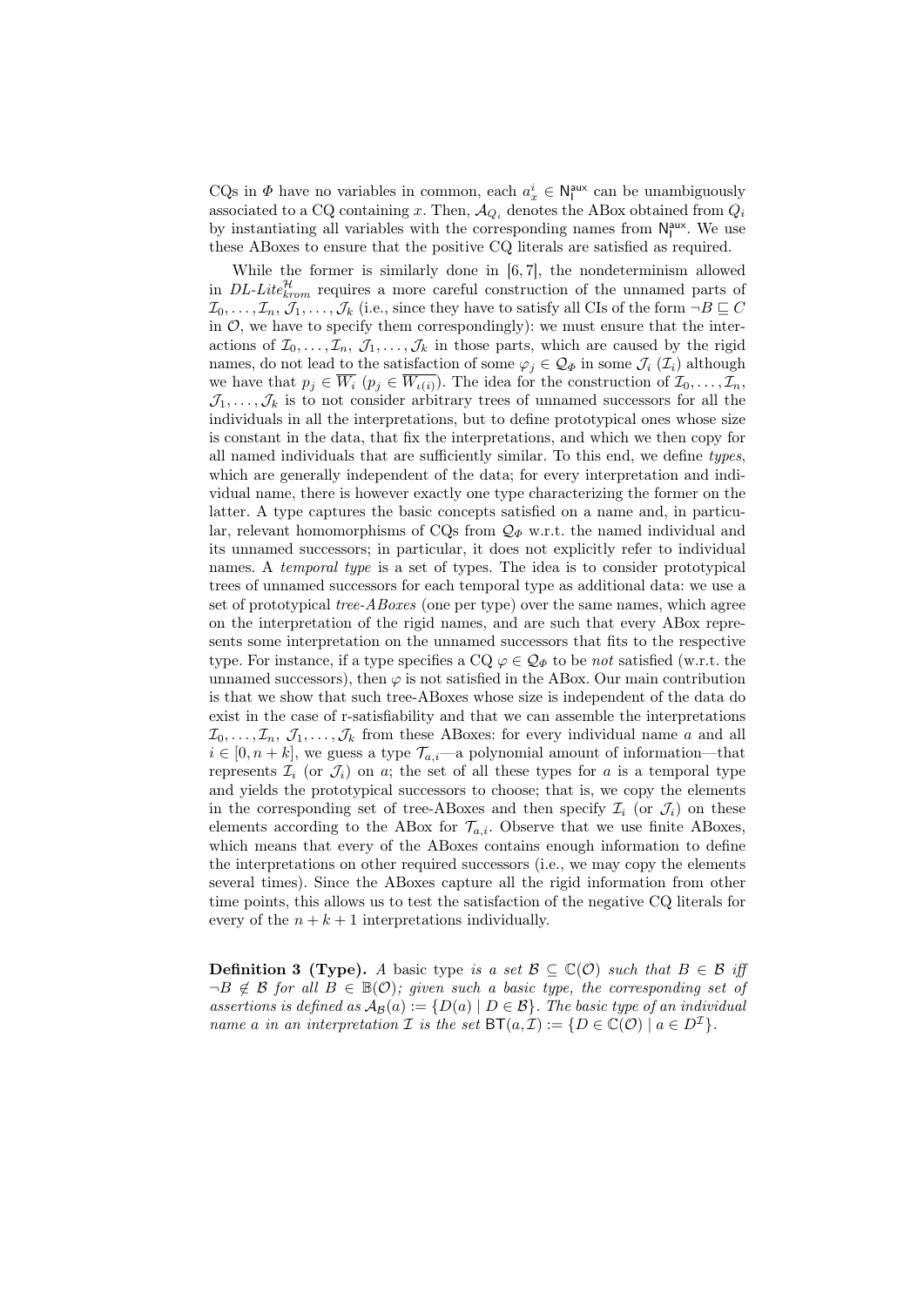CQs in $\Phi$ have no variables in common, each $a^i_x \in \mathsf{N}_\mathsf{I}^{\mathsf{aux}}$ can be unambiguously associated to a CQ containing $x$. Then, $\mathcal{A}_{Q_i}$ denotes the ABox obtained from $Q_i$ by instantiating all variables with the corresponding names from $\mathsf{N}_\mathsf{I}^{\mathsf{aux}}$. We use these ABoxes to ensure that the positive CQ literals are satisfied as required.

While the former is similarly done in [6, 7], the nondeterminism allowed in $\textit{DL-Lite}^{\mathcal{H}}_{krom}$ requires a more careful construction of the unnamed parts of $\mathcal{I}_0, \dots, \mathcal{I}_n, \mathcal{J}_1, \dots, \mathcal{J}_k$ (i.e., since they have to satisfy all CIs of the form $\neg B \sqsubseteq C$ in $\mathcal{O}$, we have to specify them correspondingly): we must ensure that the interactions of $\mathcal{I}_0, \dots, \mathcal{I}_n, \mathcal{J}_1, \dots, \mathcal{J}_k$ in those parts, which are caused by the rigid names, do not lead to the satisfaction of some $\varphi_j \in \mathcal{Q}_\Phi$ in some $\mathcal{J}_i$ ($\mathcal{I}_i$) although we have that $p_j \in \overline{W_i}$ ($p_j \in \overline{W_{\iota(i)}}$). The idea for the construction of $\mathcal{I}_0, \dots, \mathcal{I}_n$, $\mathcal{J}_1, \dots, \mathcal{J}_k$ is to not consider arbitrary trees of unnamed successors for all the individuals in all the interpretations, but to define prototypical ones whose size is constant in the data, that fix the interpretations, and which we then copy for all named individuals that are sufficiently similar. To this end, we define *types*, which are generally independent of the data; for every interpretation and individual name, there is however exactly one type characterizing the former on the latter. A type captures the basic concepts satisfied on a name and, in particular, relevant homomorphisms of CQs from $\mathcal{Q}_\Phi$ w.r.t. the named individual and its unnamed successors; in particular, it does not explicitly refer to individual names. A *temporal type* is a set of types. The idea is to consider prototypical trees of unnamed successors for each temporal type as additional data: we use a set of prototypical *tree-ABoxes* (one per type) over the same names, which agree on the interpretation of the rigid names, and are such that every ABox represents some interpretation on the unnamed successors that fits to the respective type. For instance, if a type specifies a CQ $\varphi \in \mathcal{Q}_\Phi$ to be *not* satisfied (w.r.t. the unnamed successors), then $\varphi$ is not satisfied in the ABox. Our main contribution is that we show that such tree-ABoxes whose size is independent of the data do exist in the case of r-satisfiability and that we can assemble the interpretations $\mathcal{I}_0, \dots, \mathcal{I}_n$, $\mathcal{J}_1, \dots, \mathcal{J}_k$ from these ABoxes: for every individual name $a$ and all $i \in [0, n+k]$, we guess a type $\mathcal{T}_{a,i}$—a polynomial amount of information—that represents $\mathcal{I}_i$ (or $\mathcal{J}_i$) on $a$; the set of all these types for $a$ is a temporal type and yields the prototypical successors to choose; that is, we copy the elements in the corresponding set of tree-ABoxes and then specify $\mathcal{I}_i$ (or $\mathcal{J}_i$) on these elements according to the ABox for $\mathcal{T}_{a,i}$. Observe that we use finite ABoxes, which means that every of the ABoxes contains enough information to define the interpretations on other required successors (i.e., we may copy the elements several times). Since the ABoxes capture all the rigid information from other time points, this allows us to test the satisfaction of the negative CQ literals for every of the $n + k + 1$ interpretations individually.

**Definition 3 (Type).** *A* basic type *is a set $\mathcal{B} \subseteq \mathbb{C}(\mathcal{O})$ such that $B \in \mathcal{B}$ iff $\neg B \notin \mathcal{B}$ for all $B \in \mathbb{B}(\mathcal{O})$; given such a basic type, the corresponding set of assertions is defined as $\mathcal{A}_\mathcal{B}(a) := \{D(a) \mid D \in \mathcal{B}\}$. The basic type of an individual name $a$ in an interpretation $\mathcal{I}$ is the set $\mathsf{BT}(a, \mathcal{I}) := \{D \in \mathbb{C}(\mathcal{O}) \mid a \in D^\mathcal{I}\}$.*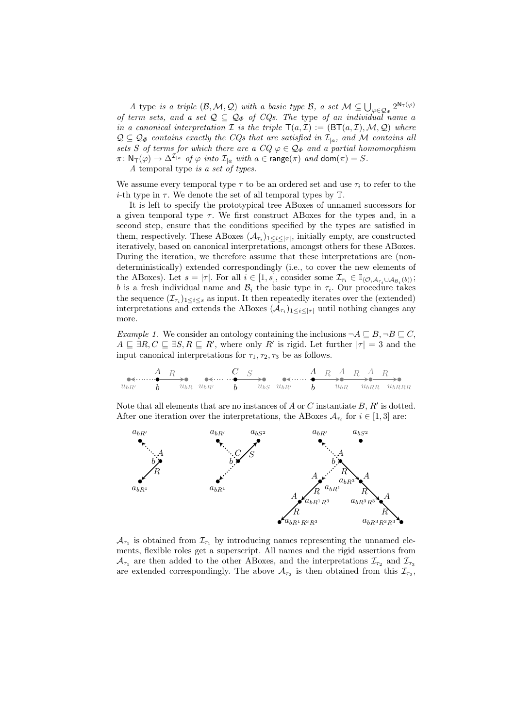*A* type *is a triple* $(\mathcal{B}, \mathcal{M}, \mathcal{Q})$ *with a basic type* $\mathcal{B}$*, a set* $\mathcal{M} \subseteq \bigcup_{\varphi \in \mathcal{Q}_\Phi} 2^{\mathsf{N}_\mathsf{T}(\varphi)}$ *of term sets, and a set* $\mathcal{Q} \subseteq \mathcal{Q}_\Phi$ *of CQs. The* type *of an individual name* $a$ *in a canonical interpretation* $\mathcal{I}$ *is the triple* $\mathsf{T}(a, \mathcal{I}) := (\mathsf{BT}(a, \mathcal{I}), \mathcal{M}, \mathcal{Q})$ *where* $\mathcal{Q} \subseteq \mathcal{Q}_\Phi$ *contains exactly the CQs that are satisfied in* $\mathcal{I}_{|a}$*, and* $\mathcal{M}$ *contains all sets* $S$ *of terms for which there are a CQ* $\varphi \in \mathcal{Q}_\Phi$ *and a partial homomorphism* $\pi\colon \mathsf{N}_\mathsf{T}(\varphi) \to \Delta^{\mathcal{I}_{|a}}$ *of* $\varphi$ *into* $\mathcal{I}_{|a}$ *with* $a \in \mathsf{range}(\pi)$ *and* $\mathsf{dom}(\pi) = S$.

*A* temporal type *is a set of types.*

We assume every temporal type $\tau$ to be an ordered set and use $\tau_i$ to refer to the $i$-th type in $\tau$. We denote the set of all temporal types by $\mathbb{T}$.

It is left to specify the prototypical tree ABoxes of unnamed successors for a given temporal type $\tau$. We first construct ABoxes for the types and, in a second step, ensure that the conditions specified by the types are satisfied in them, respectively. These ABoxes $(\mathcal{A}_{\tau_i})_{1 \leq i \leq |\tau|}$, initially empty, are constructed iteratively, based on canonical interpretations, amongst others for these ABoxes. During the iteration, we therefore assume that these interpretations are (non-deterministically) extended correspondingly (i.e., to cover the new elements of the ABoxes). Let $s = |\tau|$. For all $i \in [1, s]$, consider some $\mathcal{I}_{\tau_i} \in \mathbb{I}_{\langle \mathcal{O}, \mathcal{A}_{\tau_i} \cup \mathcal{A}_{\mathcal{B}_i}(b) \rangle}$; $b$ is a fresh individual name and $\mathcal{B}_i$ the basic type in $\tau_i$. Our procedure takes the sequence $(\mathcal{I}_{\tau_i})_{1 \leq i \leq s}$ as input. It then repeatedly iterates over the (extended) interpretations and extends the ABoxes $(\mathcal{A}_{\tau_i})_{1 \leq i \leq |\tau|}$ until nothing changes any more.

*Example 1.* We consider an ontology containing the inclusions $\neg A \sqsubseteq B, \neg B \sqsubseteq C$, $A \sqsubseteq \exists R, C \sqsubseteq \exists S, R \sqsubseteq R'$, where only $R'$ is rigid. Let further $|\tau| = 3$ and the input canonical interpretations for $\tau_1, \tau_2, \tau_3$ be as follows.

Note that all elements that are no instances of $A$ or $C$ instantiate $B$, $R'$ is dotted. After one iteration over the interpretations, the ABoxes $\mathcal{A}_{\tau_i}$ for $i \in [1, 3]$ are:

$\mathcal{A}_{\tau_1}$ is obtained from $\mathcal{I}_{\tau_1}$ by introducing names representing the unnamed elements, flexible roles get a superscript. All names and the rigid assertions from $\mathcal{A}_{\tau_1}$ are then added to the other ABoxes, and the interpretations $\mathcal{I}_{\tau_2}$ and $\mathcal{I}_{\tau_3}$ are extended correspondingly. The above $\mathcal{A}_{\tau_2}$ is then obtained from this $\mathcal{I}_{\tau_2}$,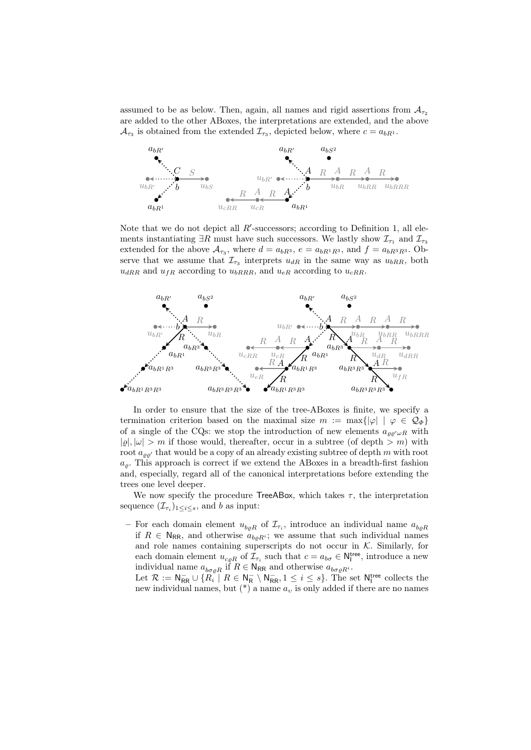assumed to be as below. Then, again, all names and rigid assertions from $\mathcal{A}_{\tau_2}$ are added to the other ABoxes, the interpretations are extended, and the above $\mathcal{A}_{\tau_3}$ is obtained from the extended $\mathcal{I}_{\tau_3}$, depicted below, where $c = a_{bR^1}$.

Note that we do not depict all $R'$-successors; according to Definition 1, all elements instantiating $\exists R$ must have such successors. We lastly show $\mathcal{I}_{\tau_1}$ and $\mathcal{I}_{\tau_3}$ extended for the above $\mathcal{A}_{\tau_3}$, where $d = a_{bR^3}$, $e = a_{bR^1R^3}$, and $f = a_{bR^3R^3}$. Observe that we assume that $\mathcal{I}_{\tau_3}$ interprets $u_{dR}$ in the same way as $u_{bRR}$, both $u_{dRR}$ and $u_{fR}$ according to $u_{bRRR}$, and $u_{eR}$ according to $u_{cRR}$.

In order to ensure that the size of the tree-ABoxes is finite, we specify a termination criterion based on the maximal size $m := \max\{|\varphi| \mid \varphi \in \mathcal{Q}_\Phi\}$ of a single of the CQs: we stop the introduction of new elements $a_{\varrho\varrho'\omega R}$ with $|\varrho|, |\omega| > m$ if those would, thereafter, occur in a subtree (of depth $> m$) with root $a_{\varrho\varrho'}$ that would be a copy of an already existing subtree of depth $m$ with root $a_\varrho$. This approach is correct if we extend the ABoxes in a breadth-first fashion and, especially, regard all of the canonical interpretations before extending the trees one level deeper.

We now specify the procedure $\mathsf{TreeABox}$, which takes $\tau$, the interpretation sequence $(\mathcal{I}_{\tau_i})_{1 \leq i \leq s}$, and $b$ as input:

– For each domain element $u_{b\varrho R}$ of $\mathcal{I}_{\tau_i}$, introduce an individual name $a_{b\varrho R}$ if $R \in \mathsf{N}_{\mathsf{RR}}$, and otherwise $a_{b\varrho R^i}$; we assume that such individual names and role names containing superscripts do not occur in $\mathcal{K}$. Similarly, for each domain element $u_{c\varrho R}$ of $\mathcal{I}_{\tau_i}$ such that $c = a_{b\sigma} \in \mathsf{N}_{\mathsf{I}}^{\mathsf{tree}}$, introduce a new individual name $a_{b\sigma\varrho R}$ if $R \in \mathsf{N}_{\mathsf{RR}}$ and otherwise $a_{b\sigma\varrho R^i}$.
Let $\mathcal{R} := \mathsf{N}_{\mathsf{RR}}^- \cup \{R_i \mid R \in \mathsf{N}_{\mathsf{R}}^- \setminus \mathsf{N}_{\mathsf{RR}}^-, 1 \leq i \leq s\}$. The set $\mathsf{N}_{\mathsf{I}}^{\mathsf{tree}}$ collects the new individual names, but (*) a name $a_\upsilon$ is only added if there are no names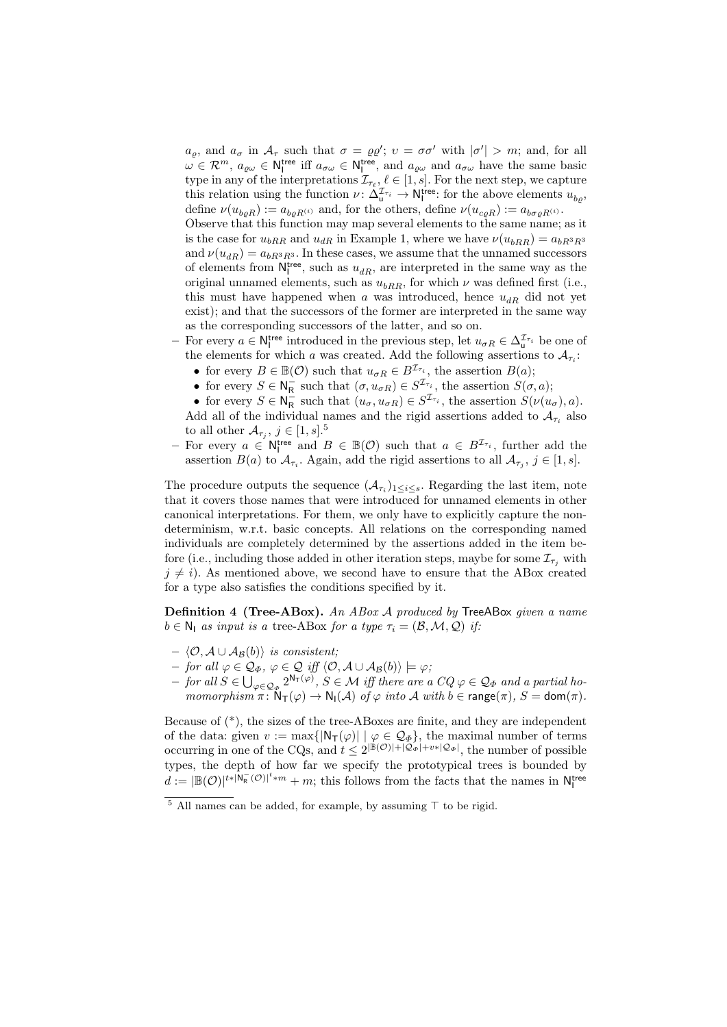$a_\varrho$, and $a_\sigma$ in $\mathcal{A}_\tau$ such that $\sigma = \varrho\varrho'$; $\upsilon = \sigma\sigma'$ with $|\sigma'| > m$; and, for all $\omega \in \mathcal{R}^m$, $a_{\varrho\omega} \in \mathsf{N}_\mathsf{I}^{\mathsf{tree}}$ iff $a_{\sigma\omega} \in \mathsf{N}_\mathsf{I}^{\mathsf{tree}}$, and $a_{\varrho\omega}$ and $a_{\sigma\omega}$ have the same basic type in any of the interpretations $\mathcal{I}_{\tau_\ell}$, $\ell \in [1, s]$. For the next step, we capture this relation using the function $\nu\colon \Delta_\mathsf{u}^{\mathcal{I}_{\tau_i}} \to \mathsf{N}_\mathsf{I}^{\mathsf{tree}}$: for the above elements $u_{b_\varrho}$, define $\nu(u_{b\varrho R}) := a_{b\varrho R^{(i)}}$ and, for the others, define $\nu(u_{c\varrho R}) := a_{b\sigma\varrho R^{(i)}}$.
Observe that this function may map several elements to the same name; as it is the case for $u_{bRR}$ and $u_{dR}$ in Example 1, where we have $\nu(u_{bRR}) = a_{bR^3R^3}$ and $\nu(u_{dR}) = a_{bR^3R^3}$. In these cases, we assume that the unnamed successors of elements from $\mathsf{N}_\mathsf{I}^{\mathsf{tree}}$, such as $u_{dR}$, are interpreted in the same way as the original unnamed elements, such as $u_{bRR}$, for which $\nu$ was defined first (i.e., this must have happened when $a$ was introduced, hence $u_{dR}$ did not yet exist); and that the successors of the former are interpreted in the same way as the corresponding successors of the latter, and so on.

- For every $a \in \mathsf{N}_\mathsf{I}^{\mathsf{tree}}$ introduced in the previous step, let $u_{\sigma R} \in \Delta_\mathsf{u}^{\mathcal{I}_{\tau_i}}$ be one of the elements for which $a$ was created. Add the following assertions to $\mathcal{A}_{\tau_i}$:
  - for every $B \in \mathbb{B}(\mathcal{O})$ such that $u_{\sigma R} \in B^{\mathcal{I}_{\tau_i}}$, the assertion $B(a)$;
  - for every $S \in \mathsf{N}_\mathsf{R}^-$ such that $(\sigma, u_{\sigma R}) \in S^{\mathcal{I}_{\tau_i}}$, the assertion $S(\sigma, a)$;
  - for every $S \in \mathsf{N}_\mathsf{R}^-$ such that $(u_\sigma, u_{\sigma R}) \in S^{\mathcal{I}_{\tau_i}}$, the assertion $S(\nu(u_\sigma), a)$.

  Add all of the individual names and the rigid assertions added to $\mathcal{A}_{\tau_i}$ also to all other $\mathcal{A}_{\tau_j}$, $j \in [1, s]$.[5]
- For every $a \in \mathsf{N}_\mathsf{I}^{\mathsf{tree}}$ and $B \in \mathbb{B}(\mathcal{O})$ such that $a \in B^{\mathcal{I}_{\tau_i}}$, further add the assertion $B(a)$ to $\mathcal{A}_{\tau_i}$. Again, add the rigid assertions to all $\mathcal{A}_{\tau_j}$, $j \in [1, s]$.

The procedure outputs the sequence $(\mathcal{A}_{\tau_i})_{1 \leq i \leq s}$. Regarding the last item, note that it covers those names that were introduced for unnamed elements in other canonical interpretations. For them, we only have to explicitly capture the non-determinism, w.r.t. basic concepts. All relations on the corresponding named individuals are completely determined by the assertions added in the item before (i.e., including those added in other iteration steps, maybe for some $\mathcal{I}_{\tau_j}$ with $j \neq i$). As mentioned above, we second have to ensure that the ABox created for a type also satisfies the conditions specified by it.

**Definition 4 (Tree-ABox).** *An ABox $\mathcal{A}$ produced by* $\mathsf{TreeABox}$ *given a name $b \in \mathsf{N}_\mathsf{I}$ as input is a* tree-ABox *for a type $\tau_i = (\mathcal{B}, \mathcal{M}, \mathcal{Q})$ if:*

- *$\langle \mathcal{O}, \mathcal{A} \cup \mathcal{A}_\mathcal{B}(b) \rangle$ is consistent;*
- *for all $\varphi \in \mathcal{Q}_\Phi$, $\varphi \in \mathcal{Q}$ iff $\langle \mathcal{O}, \mathcal{A} \cup \mathcal{A}_\mathcal{B}(b) \rangle \models \varphi$;*
- *for all $S \in \bigcup_{\varphi \in \mathcal{Q}_\Phi} 2^{\mathsf{N}_\mathsf{T}(\varphi)}$, $S \in \mathcal{M}$ iff there are a CQ $\varphi \in \mathcal{Q}_\Phi$ and a partial homomorphism $\pi\colon \mathsf{N}_\mathsf{T}(\varphi) \to \mathsf{N}_\mathsf{I}(\mathcal{A})$ of $\varphi$ into $\mathcal{A}$ with $b \in \mathsf{range}(\pi)$, $S = \mathsf{dom}(\pi)$.*

Because of (*), the sizes of the tree-ABoxes are finite, and they are independent of the data: given $v := \max\{|\mathsf{N}_\mathsf{T}(\varphi)| \mid \varphi \in \mathcal{Q}_\Phi\}$, the maximal number of terms occurring in one of the CQs, and $t \leq 2^{|\mathbb{B}(\mathcal{O})|+|\mathcal{Q}_\Phi|+v*|\mathcal{Q}_\Phi|}$, the number of possible types, the depth of how far we specify the prototypical trees is bounded by $d := |\mathbb{B}(\mathcal{O})|^{t*|\mathsf{N}_\mathsf{R}^-(\mathcal{O})|^t*m} + m$; this follows from the facts that the names in $\mathsf{N}_\mathsf{I}^{\mathsf{tree}}$

[5] All names can be added, for example, by assuming $\top$ to be rigid.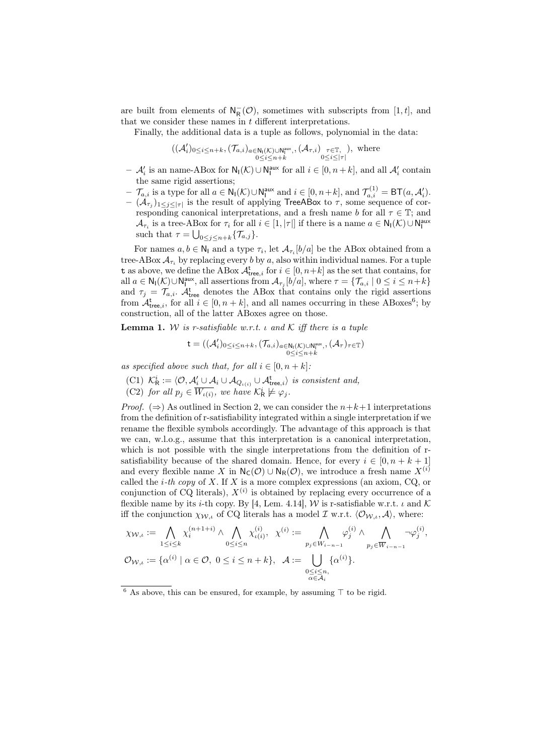are built from elements of $\mathsf{N}_\mathsf{R}^-(\mathcal{O})$, sometimes with subscripts from $[1,t]$, and that we consider these names in $t$ different interpretations.

Finally, the additional data is a tuple as follows, polynomial in the data:

$$((\mathcal{A}'_i)_{0\leq i\leq n+k}, (\mathcal{T}_{a,i})_{\substack{a\in \mathsf{N}_\mathsf{I}(\mathcal{K})\cup\mathsf{N}_\mathsf{I}^{\mathsf{aux}},\\ 0\leq i\leq n+k}}, (\mathcal{A}_{\tau,i})_{\substack{\tau\in\mathbb{T},\\ 0\leq i\leq|\tau|}}), \text{ where}$$

- $\mathcal{A}'_i$ is an name-ABox for $\mathsf{N}_\mathsf{I}(\mathcal{K})\cup\mathsf{N}_\mathsf{I}^{\mathsf{aux}}$ for all $i\in[0,n+k]$, and all $\mathcal{A}'_i$ contain the same rigid assertions;
- $\mathcal{T}_{a,i}$ is a type for all $a\in\mathsf{N}_\mathsf{I}(\mathcal{K})\cup\mathsf{N}_\mathsf{I}^{\mathsf{aux}}$ and $i\in[0,n+k]$, and $\mathcal{T}_{a,i}^{(1)}=\mathsf{BT}(a,\mathcal{A}'_i)$.
- $(\mathcal{A}_{\tau_j})_{1\leq j\leq|\tau|}$ is the result of applying $\mathsf{TreeABox}$ to $\tau$, some sequence of corresponding canonical interpretations, and a fresh name $b$ for all $\tau\in\mathbb{T}$; and $\mathcal{A}_{\tau_i}$ is a tree-ABox for $\tau_i$ for all $i\in[1,|\tau|]$ if there is a name $a\in\mathsf{N}_\mathsf{I}(\mathcal{K})\cup\mathsf{N}_\mathsf{I}^{\mathsf{aux}}$ such that $\tau=\bigcup_{0\leq j\leq n+k}\{\mathcal{T}_{a,j}\}$.

For names $a,b\in\mathsf{N}_\mathsf{I}$ and a type $\tau_i$, let $\mathcal{A}_{\tau_i}[b/a]$ be the ABox obtained from a tree-ABox $\mathcal{A}_{\tau_i}$ by replacing every $b$ by $a$, also within individual names. For a tuple $\mathfrak{t}$ as above, we define the ABox $\mathcal{A}_{\mathsf{tree},i}^{\mathfrak{t}}$ for $i\in[0,n+k]$ as the set that contains, for all $a\in\mathsf{N}_\mathsf{I}(\mathcal{K})\cup\mathsf{N}_\mathsf{I}^{\mathsf{aux}}$, all assertions from $\mathcal{A}_{\tau_j}[b/a]$, where $\tau=\{\mathcal{T}_{a,i}\mid 0\leq i\leq n+k\}$ and $\tau_j=\mathcal{T}_{a,i}$. $\mathcal{A}_{\mathsf{tree}}^{\mathfrak{t}}$ denotes the ABox that contains only the rigid assertions from $\mathcal{A}_{\mathsf{tree},i}^{\mathfrak{t}}$, for all $i\in[0,n+k]$, and all names occurring in these ABoxes[6]; by construction, all of the latter ABoxes agree on those.

**Lemma 1.** *$\mathcal{W}$ is r-satisfiable w.r.t. $\iota$ and $\mathcal{K}$ iff there is a tuple*

$$\mathfrak{t}=((\mathcal{A}'_i)_{0\leq i\leq n+k}, (\mathcal{T}_{a,i})_{\substack{a\in \mathsf{N}_\mathsf{I}(\mathcal{K})\cup\mathsf{N}_\mathsf{I}^{\mathsf{aux}},\\ 0\leq i\leq n+k}}, (\mathcal{A}_{\tau})_{\tau\in\mathbb{T}})$$

*as specified above such that, for all $i\in[0,n+k]$:*

*(C1) $\mathcal{K}_\mathsf{R}^i:=\langle\mathcal{O},\mathcal{A}'_i\cup\mathcal{A}_i\cup\mathcal{A}_{Q_{\iota(i)}}\cup\mathcal{A}_{\mathsf{tree},i}^{\mathfrak{t}}\rangle$ is consistent and,*
*(C2) for all $p_j\in\overline{W_{\iota(i)}}$, we have $\mathcal{K}_\mathsf{R}^i\not\models\varphi_j$.*

*Proof.* ($\Rightarrow$) As outlined in Section 2, we can consider the $n+k+1$ interpretations from the definition of r-satisfiability integrated within a single interpretation if we rename the flexible symbols accordingly. The advantage of this approach is that we can, w.l.o.g., assume that this interpretation is a canonical interpretation, which is not possible with the single interpretations from the definition of r-satisfiability because of the shared domain. Hence, for every $i\in[0,n+k+1]$ and every flexible name $X$ in $\mathsf{N}_\mathsf{C}(\mathcal{O})\cup\mathsf{N}_\mathsf{R}(\mathcal{O})$, we introduce a fresh name $X^{(i)}$ called the *i-th copy* of $X$. If $X$ is a more complex expressions (an axiom, CQ, or conjunction of CQ literals), $X^{(i)}$ is obtained by replacing every occurrence of a flexible name by its $i$-th copy. By [4, Lem. 4.14], $\mathcal{W}$ is r-satisfiable w.r.t. $\iota$ and $\mathcal{K}$ iff the conjunction $\chi_{\mathcal{W},\iota}$ of CQ literals has a model $\mathcal{I}$ w.r.t. $\langle\mathcal{O}_{\mathcal{W},\iota},\mathcal{A}\rangle$, where:

$$\chi_{\mathcal{W},\iota}:=\bigwedge_{1\leq i\leq k}\chi_i^{(n+1+i)}\wedge\bigwedge_{0\leq i\leq n}\chi_{\iota(i)}^{(i)},\quad \chi^{(i)}:=\bigwedge_{p_j\in W_{i-n-1}}\varphi_j^{(i)}\wedge\bigwedge_{p_j\in\overline{W}_{i-n-1}}\neg\varphi_j^{(i)},$$

$$\mathcal{O}_{\mathcal{W},\iota}:=\{\alpha^{(i)}\mid\alpha\in\mathcal{O},\ 0\leq i\leq n+k\},\quad \mathcal{A}:=\bigcup_{\substack{0\leq i\leq n,\\ \alpha\in\mathcal{A}_i}}\{\alpha^{(i)}\}.$$

[6] As above, this can be ensured, for example, by assuming $\top$ to be rigid.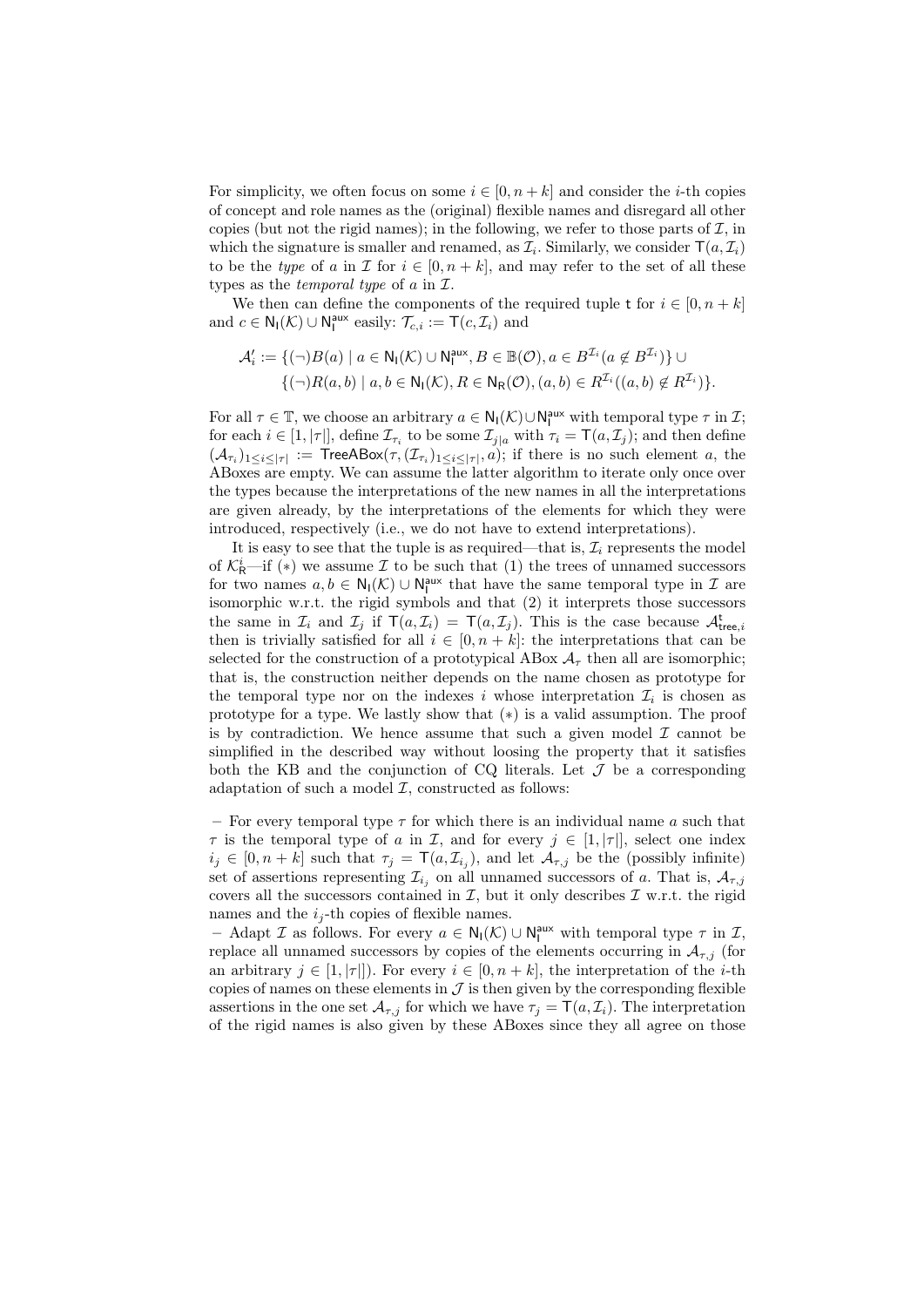For simplicity, we often focus on some $i \in [0, n+k]$ and consider the $i$-th copies of concept and role names as the (original) flexible names and disregard all other copies (but not the rigid names); in the following, we refer to those parts of $\mathcal{I}$, in which the signature is smaller and renamed, as $\mathcal{I}_i$. Similarly, we consider $\mathsf{T}(a, \mathcal{I}_i)$ to be the *type* of $a$ in $\mathcal{I}$ for $i \in [0, n+k]$, and may refer to the set of all these types as the *temporal type* of $a$ in $\mathcal{I}$.

We then can define the components of the required tuple $\mathsf{t}$ for $i \in [0, n+k]$ and $c \in \mathsf{N_I}(\mathcal{K}) \cup \mathsf{N_I^{aux}}$ easily: $\mathcal{T}_{c,i} := \mathsf{T}(c, \mathcal{I}_i)$ and

$$
\begin{aligned}
\mathcal{A}'_i := &\{(\neg)B(a) \mid a \in \mathsf{N_I}(\mathcal{K}) \cup \mathsf{N_I^{aux}}, B \in \mathbb{B}(\mathcal{O}), a \in B^{\mathcal{I}_i} (a \notin B^{\mathcal{I}_i})\} \cup \\
&\{(\neg)R(a,b) \mid a, b \in \mathsf{N_I}(\mathcal{K}), R \in \mathsf{N_R}(\mathcal{O}), (a,b) \in R^{\mathcal{I}_i} ((a,b) \notin R^{\mathcal{I}_i})\}.
\end{aligned}
$$

For all $\tau \in \mathbb{T}$, we choose an arbitrary $a \in \mathsf{N_I}(\mathcal{K}) \cup \mathsf{N_I^{aux}}$ with temporal type $\tau$ in $\mathcal{I}$; for each $i \in [1, |\tau|]$, define $\mathcal{I}_{\tau_i}$ to be some $\mathcal{I}_{j|a}$ with $\tau_i = \mathsf{T}(a, \mathcal{I}_j)$; and then define $(\mathcal{A}_{\tau_i})_{1 \le i \le |\tau|} := \mathsf{TreeABox}(\tau, (\mathcal{I}_{\tau_i})_{1 \le i \le |\tau|}, a)$; if there is no such element $a$, the ABoxes are empty. We can assume the latter algorithm to iterate only once over the types because the interpretations of the new names in all the interpretations are given already, by the interpretations of the elements for which they were introduced, respectively (i.e., we do not have to extend interpretations).

It is easy to see that the tuple is as required—that is, $\mathcal{I}_i$ represents the model of $\mathcal{K}^i_{\mathsf{R}}$—if $(*)$ we assume $\mathcal{I}$ to be such that (1) the trees of unnamed successors for two names $a, b \in \mathsf{N_I}(\mathcal{K}) \cup \mathsf{N_I^{aux}}$ that have the same temporal type in $\mathcal{I}$ are isomorphic w.r.t. the rigid symbols and that (2) it interprets those successors the same in $\mathcal{I}_i$ and $\mathcal{I}_j$ if $\mathsf{T}(a, \mathcal{I}_i) = \mathsf{T}(a, \mathcal{I}_j)$. This is the case because $\mathcal{A}^{\mathsf{t}}_{\mathsf{tree},i}$ then is trivially satisfied for all $i \in [0, n+k]$: the interpretations that can be selected for the construction of a prototypical ABox $\mathcal{A}_\tau$ then all are isomorphic; that is, the construction neither depends on the name chosen as prototype for the temporal type nor on the indexes $i$ whose interpretation $\mathcal{I}_i$ is chosen as prototype for a type. We lastly show that $(*)$ is a valid assumption. The proof is by contradiction. We hence assume that such a given model $\mathcal{I}$ cannot be simplified in the described way without loosing the property that it satisfies both the KB and the conjunction of CQ literals. Let $\mathcal{J}$ be a corresponding adaptation of such a model $\mathcal{I}$, constructed as follows:

- For every temporal type $\tau$ for which there is an individual name $a$ such that $\tau$ is the temporal type of $a$ in $\mathcal{I}$, and for every $j \in [1, |\tau|]$, select one index $i_j \in [0, n+k]$ such that $\tau_j = \mathsf{T}(a, \mathcal{I}_{i_j})$, and let $\mathcal{A}_{\tau,j}$ be the (possibly infinite) set of assertions representing $\mathcal{I}_{i_j}$ on all unnamed successors of $a$. That is, $\mathcal{A}_{\tau,j}$ covers all the successors contained in $\mathcal{I}$, but it only describes $\mathcal{I}$ w.r.t. the rigid names and the $i_j$-th copies of flexible names.
- Adapt $\mathcal{I}$ as follows. For every $a \in \mathsf{N_I}(\mathcal{K}) \cup \mathsf{N_I^{aux}}$ with temporal type $\tau$ in $\mathcal{I}$, replace all unnamed successors by copies of the elements occurring in $\mathcal{A}_{\tau,j}$ (for an arbitrary $j \in [1, |\tau|]$). For every $i \in [0, n+k]$, the interpretation of the $i$-th copies of names on these elements in $\mathcal{J}$ is then given by the corresponding flexible assertions in the one set $\mathcal{A}_{\tau,j}$ for which we have $\tau_j = \mathsf{T}(a, \mathcal{I}_i)$. The interpretation of the rigid names is also given by these ABoxes since they all agree on those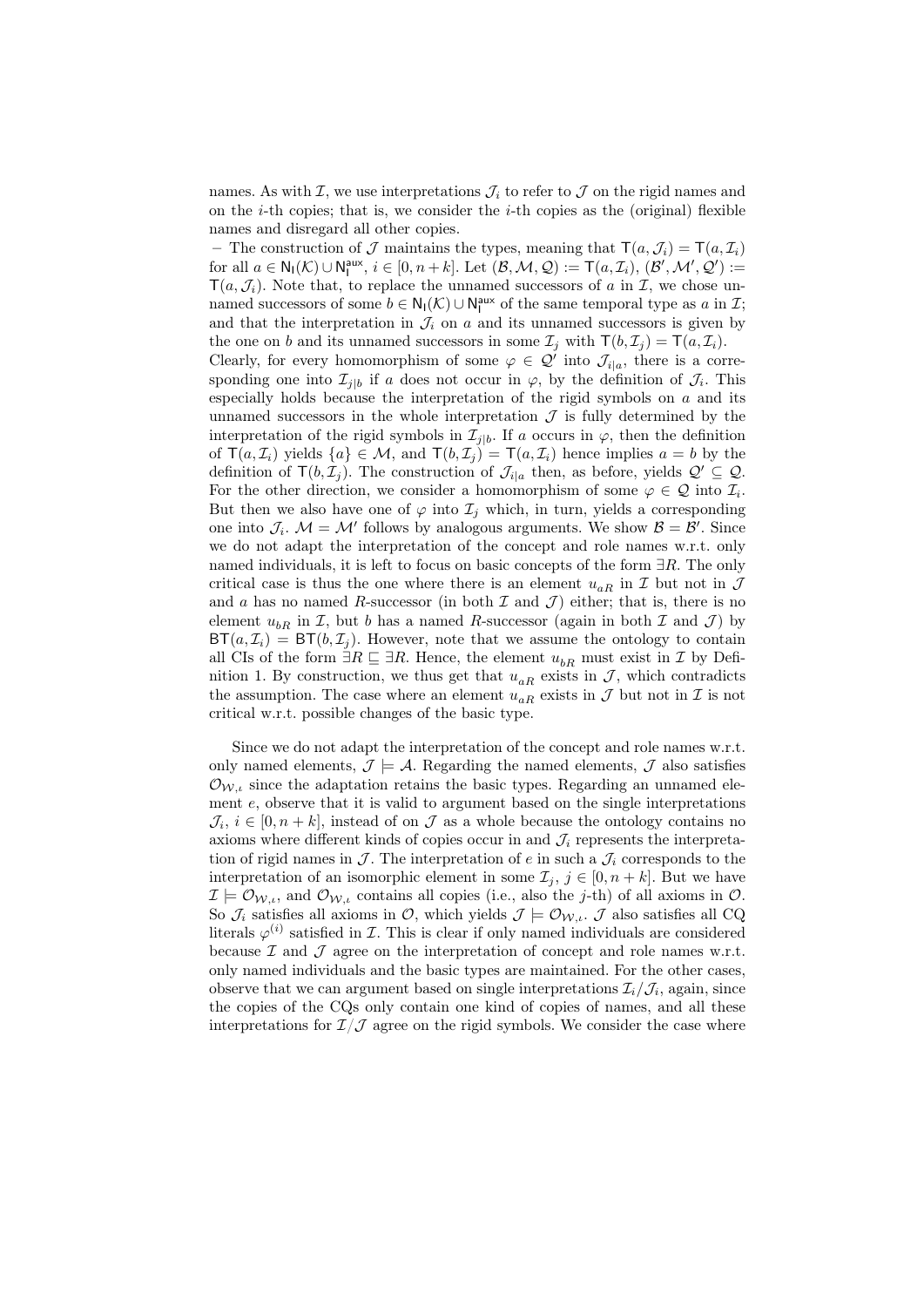names. As with $\mathcal{I}$, we use interpretations $\mathcal{J}_i$ to refer to $\mathcal{J}$ on the rigid names and on the $i$-th copies; that is, we consider the $i$-th copies as the (original) flexible names and disregard all other copies.

– The construction of $\mathcal{J}$ maintains the types, meaning that $\mathsf{T}(a, \mathcal{J}_i) = \mathsf{T}(a, \mathcal{I}_i)$ for all $a \in \mathsf{N_I}(\mathcal{K}) \cup \mathsf{N_I^{aux}}$, $i \in [0, n+k]$. Let $(\mathcal{B}, \mathcal{M}, \mathcal{Q}) := \mathsf{T}(a, \mathcal{I}_i)$, $(\mathcal{B}', \mathcal{M}', \mathcal{Q}') := \mathsf{T}(a, \mathcal{J}_i)$. Note that, to replace the unnamed successors of $a$ in $\mathcal{I}$, we chose unnamed successors of some $b \in \mathsf{N_I}(\mathcal{K}) \cup \mathsf{N_I^{aux}}$ of the same temporal type as $a$ in $\mathcal{I}$; and that the interpretation in $\mathcal{J}_i$ on $a$ and its unnamed successors is given by the one on $b$ and its unnamed successors in some $\mathcal{I}_j$ with $\mathsf{T}(b, \mathcal{I}_j) = \mathsf{T}(a, \mathcal{I}_i)$.
Clearly, for every homomorphism of some $\varphi \in \mathcal{Q}'$ into $\mathcal{J}_{i|a}$, there is a corresponding one into $\mathcal{I}_{j|b}$ if $a$ does not occur in $\varphi$, by the definition of $\mathcal{J}_i$. This especially holds because the interpretation of the rigid symbols on $a$ and its unnamed successors in the whole interpretation $\mathcal{J}$ is fully determined by the interpretation of the rigid symbols in $\mathcal{I}_{j|b}$. If $a$ occurs in $\varphi$, then the definition of $\mathsf{T}(a, \mathcal{I}_i)$ yields $\{a\} \in \mathcal{M}$, and $\mathsf{T}(b, \mathcal{I}_j) = \mathsf{T}(a, \mathcal{I}_i)$ hence implies $a = b$ by the definition of $\mathsf{T}(b, \mathcal{I}_j)$. The construction of $\mathcal{J}_{i|a}$ then, as before, yields $\mathcal{Q}' \subseteq \mathcal{Q}$. For the other direction, we consider a homomorphism of some $\varphi \in \mathcal{Q}$ into $\mathcal{I}_i$. But then we also have one of $\varphi$ into $\mathcal{I}_j$ which, in turn, yields a corresponding one into $\mathcal{J}_i$. $\mathcal{M} = \mathcal{M}'$ follows by analogous arguments. We show $\mathcal{B} = \mathcal{B}'$. Since we do not adapt the interpretation of the concept and role names w.r.t. only named individuals, it is left to focus on basic concepts of the form $\exists R$. The only critical case is thus the one where there is an element $u_{aR}$ in $\mathcal{I}$ but not in $\mathcal{J}$ and $a$ has no named $R$-successor (in both $\mathcal{I}$ and $\mathcal{J}$) either; that is, there is no element $u_{bR}$ in $\mathcal{I}$, but $b$ has a named $R$-successor (again in both $\mathcal{I}$ and $\mathcal{J}$) by $\mathsf{BT}(a, \mathcal{I}_i) = \mathsf{BT}(b, \mathcal{I}_j)$. However, note that we assume the ontology to contain all CIs of the form $\exists R \sqsubseteq \exists R$. Hence, the element $u_{bR}$ must exist in $\mathcal{I}$ by Definition 1. By construction, we thus get that $u_{aR}$ exists in $\mathcal{J}$, which contradicts the assumption. The case where an element $u_{aR}$ exists in $\mathcal{J}$ but not in $\mathcal{I}$ is not critical w.r.t. possible changes of the basic type.

Since we do not adapt the interpretation of the concept and role names w.r.t. only named elements, $\mathcal{J} \models \mathcal{A}$. Regarding the named elements, $\mathcal{J}$ also satisfies $\mathcal{O}_{\mathcal{W},\iota}$ since the adaptation retains the basic types. Regarding an unnamed element $e$, observe that it is valid to argument based on the single interpretations $\mathcal{J}_i$, $i \in [0, n+k]$, instead of on $\mathcal{J}$ as a whole because the ontology contains no axioms where different kinds of copies occur in and $\mathcal{J}_i$ represents the interpretation of rigid names in $\mathcal{J}$. The interpretation of $e$ in such a $\mathcal{J}_i$ corresponds to the interpretation of an isomorphic element in some $\mathcal{I}_j$, $j \in [0, n+k]$. But we have $\mathcal{I} \models \mathcal{O}_{\mathcal{W},\iota}$, and $\mathcal{O}_{\mathcal{W},\iota}$ contains all copies (i.e., also the $j$-th) of all axioms in $\mathcal{O}$. So $\mathcal{J}_i$ satisfies all axioms in $\mathcal{O}$, which yields $\mathcal{J} \models \mathcal{O}_{\mathcal{W},\iota}$. $\mathcal{J}$ also satisfies all CQ literals $\varphi^{(i)}$ satisfied in $\mathcal{I}$. This is clear if only named individuals are considered because $\mathcal{I}$ and $\mathcal{J}$ agree on the interpretation of concept and role names w.r.t. only named individuals and the basic types are maintained. For the other cases, observe that we can argument based on single interpretations $\mathcal{I}_i/\mathcal{J}_i$, again, since the copies of the CQs only contain one kind of copies of names, and all these interpretations for $\mathcal{I}/\mathcal{J}$ agree on the rigid symbols. We consider the case where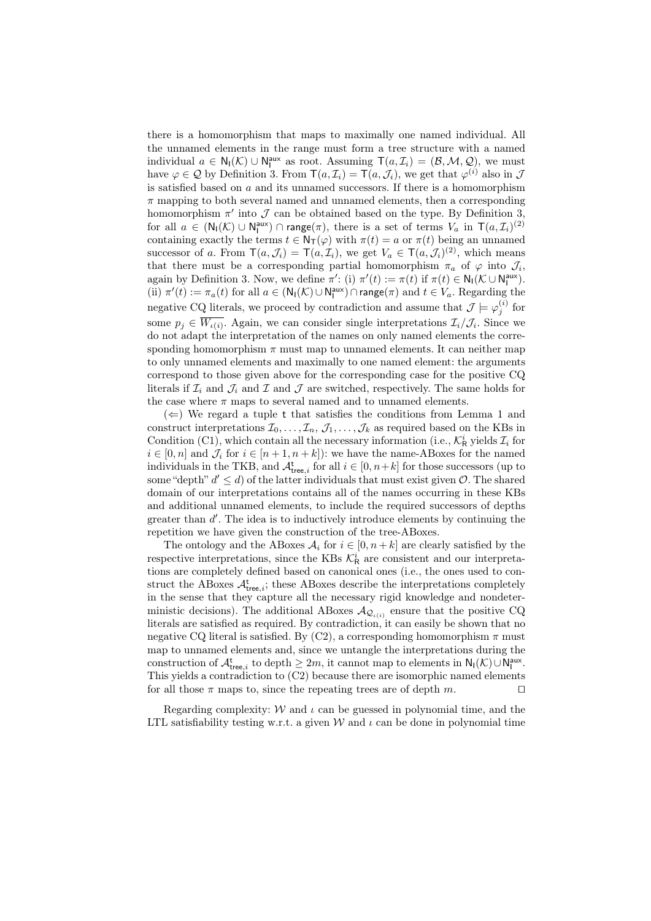there is a homomorphism that maps to maximally one named individual. All the unnamed elements in the range must form a tree structure with a named individual $a \in \mathsf{N_I}(\mathcal{K}) \cup \mathsf{N_I^{aux}}$ as root. Assuming $\mathsf{T}(a, \mathcal{I}_i) = (\mathcal{B}, \mathcal{M}, \mathcal{Q})$, we must have $\varphi \in \mathcal{Q}$ by Definition 3. From $\mathsf{T}(a, \mathcal{I}_i) = \mathsf{T}(a, \mathcal{J}_i)$, we get that $\varphi^{(i)}$ also in $\mathcal{J}$ is satisfied based on $a$ and its unnamed successors. If there is a homomorphism $\pi$ mapping to both several named and unnamed elements, then a corresponding homomorphism $\pi'$ into $\mathcal{J}$ can be obtained based on the type. By Definition 3, for all $a \in (\mathsf{N_I}(\mathcal{K}) \cup \mathsf{N_I^{aux}}) \cap \mathsf{range}(\pi)$, there is a set of terms $V_a$ in $\mathsf{T}(a, \mathcal{I}_i)^{(2)}$ containing exactly the terms $t \in \mathsf{N_T}(\varphi)$ with $\pi(t) = a$ or $\pi(t)$ being an unnamed successor of $a$. From $\mathsf{T}(a, \mathcal{J}_i) = \mathsf{T}(a, \mathcal{I}_i)$, we get $V_a \in \mathsf{T}(a, \mathcal{J}_i)^{(2)}$, which means that there must be a corresponding partial homomorphism $\pi_a$ of $\varphi$ into $\mathcal{J}_i$, again by Definition 3. Now, we define $\pi'$: (i) $\pi'(t) := \pi(t)$ if $\pi(t) \in \mathsf{N_I}(\mathcal{K} \cup \mathsf{N_I^{aux}})$. (ii) $\pi'(t) := \pi_a(t)$ for all $a \in (\mathsf{N_I}(\mathcal{K}) \cup \mathsf{N_I^{aux}}) \cap \mathsf{range}(\pi)$ and $t \in V_a$. Regarding the negative CQ literals, we proceed by contradiction and assume that $\mathcal{J} \models \varphi_j^{(i)}$ for some $p_j \in \overline{W_{\iota(i)}}$. Again, we can consider single interpretations $\mathcal{I}_i/\mathcal{J}_i$. Since we do not adapt the interpretation of the names on only named elements the corresponding homomorphism $\pi$ must map to unnamed elements. It can neither map to only unnamed elements and maximally to one named element: the arguments correspond to those given above for the corresponding case for the positive CQ literals if $\mathcal{I}_i$ and $\mathcal{J}_i$ and $\mathcal{I}$ and $\mathcal{J}$ are switched, respectively. The same holds for the case where $\pi$ maps to several named and to unnamed elements.

($\Leftarrow$) We regard a tuple $\mathsf{t}$ that satisfies the conditions from Lemma 1 and construct interpretations $\mathcal{I}_0, \ldots, \mathcal{I}_n$, $\mathcal{J}_1, \ldots, \mathcal{J}_k$ as required based on the KBs in Condition (C1), which contain all the necessary information (i.e., $\mathcal{K}_\mathsf{R}^i$ yields $\mathcal{I}_i$ for $i \in [0, n]$ and $\mathcal{J}_i$ for $i \in [n+1, n+k]$): we have the name-ABoxes for the named individuals in the TKB, and $\mathcal{A}^\mathsf{t}_{\mathsf{tree},i}$ for all $i \in [0, n+k]$ for those successors (up to some "depth" $d' \leq d$) of the latter individuals that must exist given $\mathcal{O}$. The shared domain of our interpretations contains all of the names occurring in these KBs and additional unnamed elements, to include the required successors of depths greater than $d'$. The idea is to inductively introduce elements by continuing the repetition we have given the construction of the tree-ABoxes.

The ontology and the ABoxes $\mathcal{A}_i$ for $i \in [0, n+k]$ are clearly satisfied by the respective interpretations, since the KBs $\mathcal{K}_\mathsf{R}^i$ are consistent and our interpretations are completely defined based on canonical ones (i.e., the ones used to construct the ABoxes $\mathcal{A}^\mathsf{t}_{\mathsf{tree},i}$; these ABoxes describe the interpretations completely in the sense that they capture all the necessary rigid knowledge and nondeterministic decisions). The additional ABoxes $\mathcal{A}_{\mathcal{Q}_{\iota(i)}}$ ensure that the positive CQ literals are satisfied as required. By contradiction, it can easily be shown that no negative CQ literal is satisfied. By (C2), a corresponding homomorphism $\pi$ must map to unnamed elements and, since we untangle the interpretations during the construction of $\mathcal{A}^\mathsf{t}_{\mathsf{tree},i}$ to depth $\geq 2m$, it cannot map to elements in $\mathsf{N_I}(\mathcal{K}) \cup \mathsf{N_I^{aux}}$. This yields a contradiction to (C2) because there are isomorphic named elements for all those $\pi$ maps to, since the repeating trees are of depth $m$. $\square$

Regarding complexity: $\mathcal{W}$ and $\iota$ can be guessed in polynomial time, and the LTL satisfiability testing w.r.t. a given $\mathcal{W}$ and $\iota$ can be done in polynomial time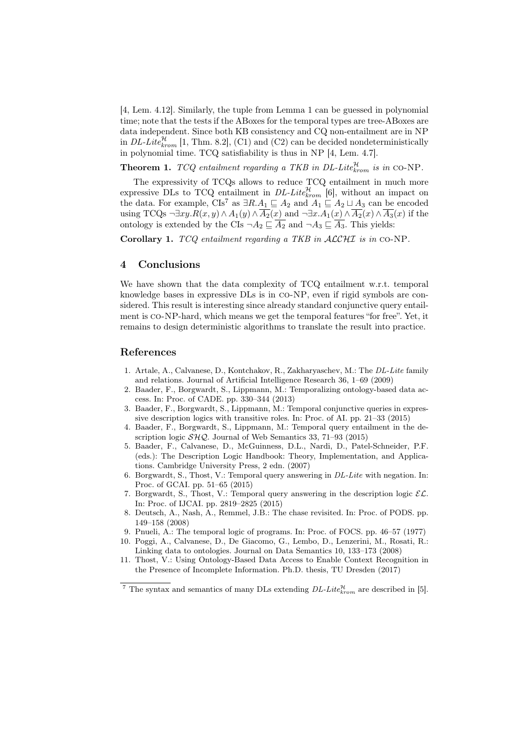[4, Lem. 4.12]. Similarly, the tuple from Lemma 1 can be guessed in polynomial time; note that the tests if the ABoxes for the temporal types are tree-ABoxes are data independent. Since both KB consistency and CQ non-entailment are in NP in $DL\text{-}Lite^{\mathcal{H}}_{krom}$ [1, Thm. 8.2], (C1) and (C2) can be decided nondeterministically in polynomial time. TCQ satisfiability is thus in NP [4, Lem. 4.7].

**Theorem 1.** *TCQ entailment regarding a TKB in $DL\text{-}Lite^{\mathcal{H}}_{krom}$ is in* CO-NP.

The expressivity of TCQs allows to reduce TCQ entailment in much more expressive DLs to TCQ entailment in $DL\text{-}Lite^{\mathcal{H}}_{krom}$ [6], without an impact on the data. For example, CIs[7] as $\exists R.A_1 \sqsubseteq A_2$ and $A_1 \sqsubseteq A_2 \sqcup A_3$ can be encoded using TCQs $\neg\exists xy.R(x,y) \wedge A_1(y) \wedge \overline{A_2}(x)$ and $\neg\exists x.A_1(x) \wedge \overline{A_2}(x) \wedge \overline{A_3}(x)$ if the ontology is extended by the CIs $\neg A_2 \sqsubseteq \overline{A_2}$ and $\neg A_3 \sqsubseteq \overline{A_3}$. This yields:

**Corollary 1.** *TCQ entailment regarding a TKB in $\mathcal{ALCHI}$ is in* CO-NP.

## 4 Conclusions

We have shown that the data complexity of TCQ entailment w.r.t. temporal knowledge bases in expressive DLs is in CO-NP, even if rigid symbols are considered. This result is interesting since already standard conjunctive query entailment is CO-NP-hard, which means we get the temporal features "for free". Yet, it remains to design deterministic algorithms to translate the result into practice.

## References

1. Artale, A., Calvanese, D., Kontchakov, R., Zakharyaschev, M.: The *DL-Lite* family and relations. Journal of Artificial Intelligence Research 36, 1–69 (2009)
2. Baader, F., Borgwardt, S., Lippmann, M.: Temporalizing ontology-based data access. In: Proc. of CADE. pp. 330–344 (2013)
3. Baader, F., Borgwardt, S., Lippmann, M.: Temporal conjunctive queries in expressive description logics with transitive roles. In: Proc. of AI. pp. 21–33 (2015)
4. Baader, F., Borgwardt, S., Lippmann, M.: Temporal query entailment in the description logic $\mathcal{SHQ}$. Journal of Web Semantics 33, 71–93 (2015)
5. Baader, F., Calvanese, D., McGuinness, D.L., Nardi, D., Patel-Schneider, P.F. (eds.): The Description Logic Handbook: Theory, Implementation, and Applications. Cambridge University Press, 2 edn. (2007)
6. Borgwardt, S., Thost, V.: Temporal query answering in *DL-Lite* with negation. In: Proc. of GCAI. pp. 51–65 (2015)
7. Borgwardt, S., Thost, V.: Temporal query answering in the description logic $\mathcal{EL}$. In: Proc. of IJCAI. pp. 2819–2825 (2015)
8. Deutsch, A., Nash, A., Remmel, J.B.: The chase revisited. In: Proc. of PODS. pp. 149–158 (2008)
9. Pnueli, A.: The temporal logic of programs. In: Proc. of FOCS. pp. 46–57 (1977)
10. Poggi, A., Calvanese, D., De Giacomo, G., Lembo, D., Lenzerini, M., Rosati, R.: Linking data to ontologies. Journal on Data Semantics 10, 133–173 (2008)
11. Thost, V.: Using Ontology-Based Data Access to Enable Context Recognition in the Presence of Incomplete Information. Ph.D. thesis, TU Dresden (2017)

[7] The syntax and semantics of many DLs extending $DL\text{-}Lite^{\mathcal{H}}_{krom}$ are described in [5].